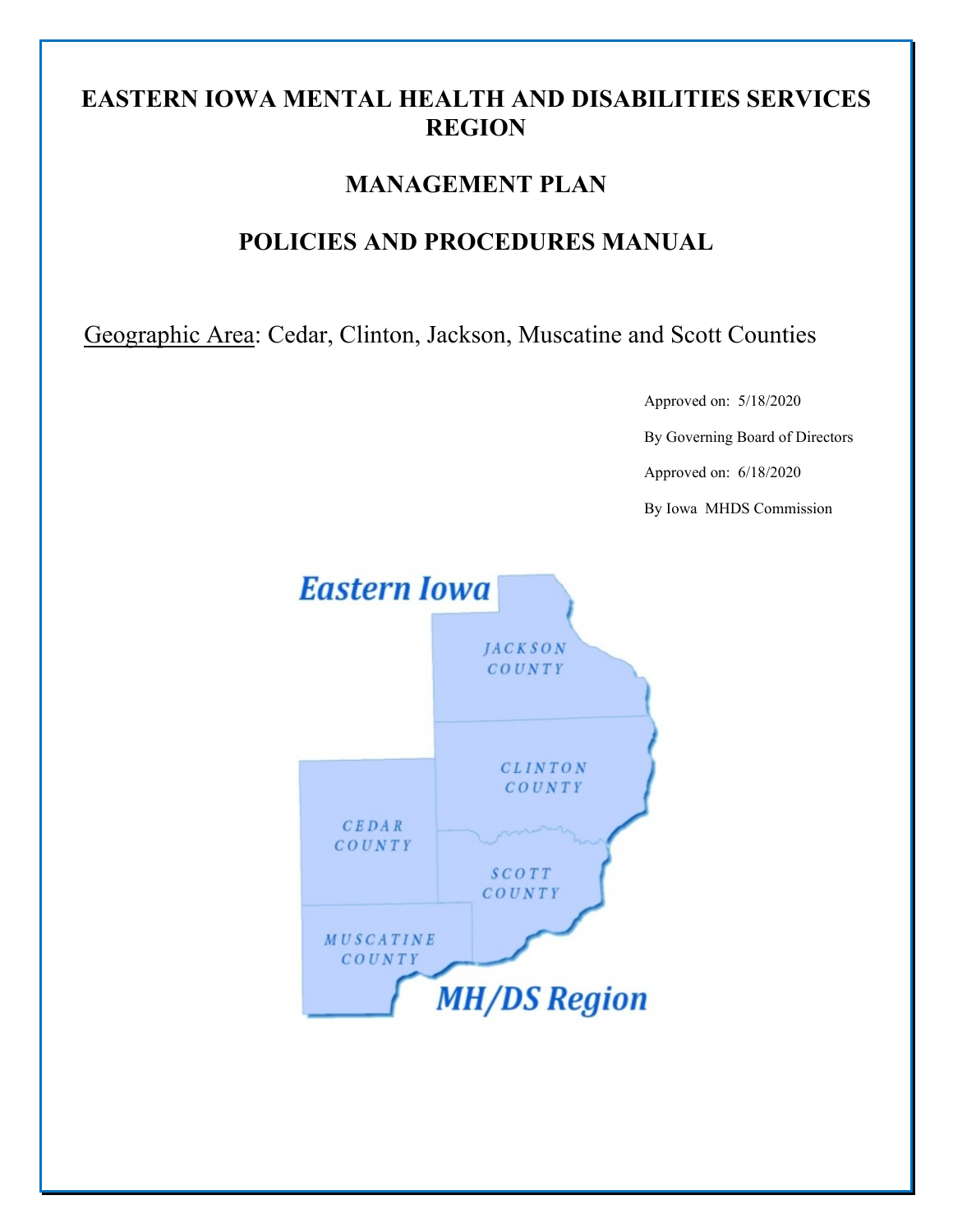# EASTERN IOWA MENTAL HEALTH AND DISABILITIES SERVICES REGION

## MANAGEMENT PLAN

## POLICIES AND PROCEDURES MANUAL

Geographic Area: Cedar, Clinton, Jackson, Muscatine and Scott Counties

Approved on: 5/18/2020

By Governing Board of Directors

Approved on: 6/18/2020

By Iowa MHDS Commission

Eastern Iowa

JACKSON COUNTY

CLINTON COUNTY

CEDAR COUNTY

SCOTT COUNTY

MUSCATINE COUNTY

MH/DS Region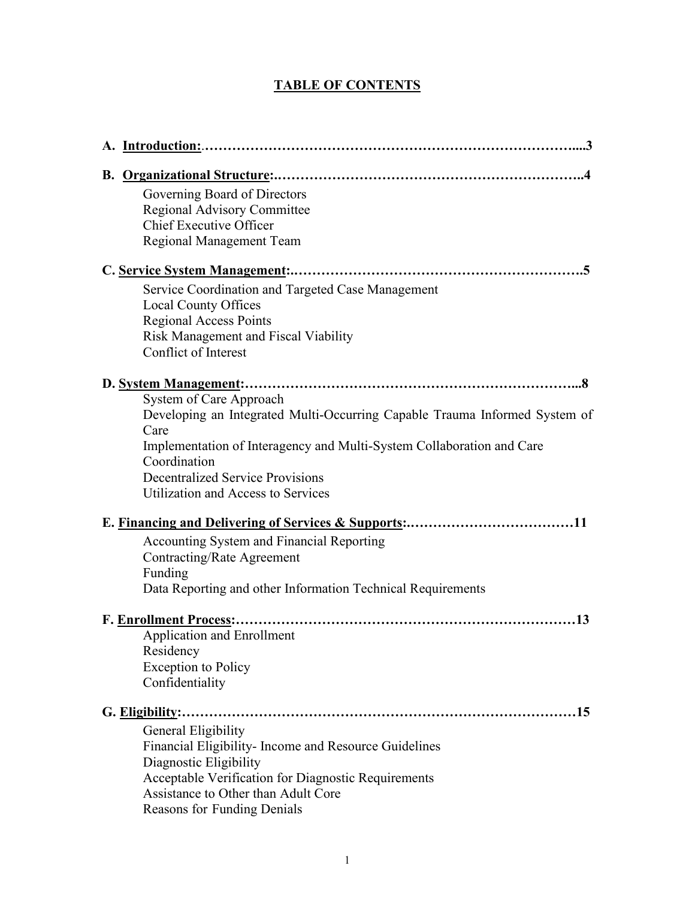# TABLE OF CONTENTS

**A. Introduction:**........................................................................................3

**B. Organizational Structure:**............................................................................4

- Governing Board of Directors
- Regional Advisory Committee
- Chief Executive Officer
- Regional Management Team

**C. Service System Management:**.......................................................................5

- Service Coordination and Targeted Case Management
- Local County Offices
- Regional Access Points
- Risk Management and Fiscal Viability
- Conflict of Interest

**D. System Management:**...................................................................................8

- System of Care Approach
- Developing an Integrated Multi-Occurring Capable Trauma Informed System of Care
- Implementation of Interagency and Multi-System Collaboration and Care Coordination
- Decentralized Service Provisions
- Utilization and Access to Services

**E. Financing and Delivering of Services & Supports:**...........................................11

- Accounting System and Financial Reporting
- Contracting/Rate Agreement
- Funding
- Data Reporting and other Information Technical Requirements

**F. Enrollment Process:**...................................................................................13

- Application and Enrollment
- Residency
- Exception to Policy
- Confidentiality

**G. Eligibility:**..............................................................................................15

- General Eligibility
- Financial Eligibility- Income and Resource Guidelines
- Diagnostic Eligibility
- Acceptable Verification for Diagnostic Requirements
- Assistance to Other than Adult Core
- Reasons for Funding Denials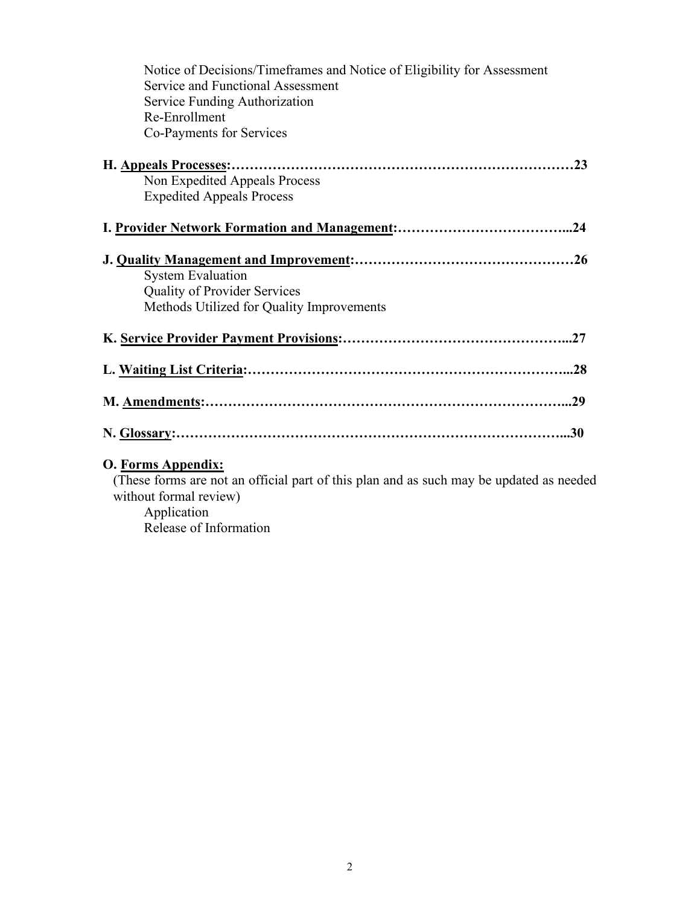Notice of Decisions/Timeframes and Notice of Eligibility for Assessment
Service and Functional Assessment
Service Funding Authorization
Re-Enrollment
Co-Payments for Services

**H. Appeals Processes:……………………………………………………………………23**
Non Expedited Appeals Process
Expedited Appeals Process

**I. Provider Network Formation and Management:………………………………...24**

**J. Quality Management and Improvement:…………………………………………26**
System Evaluation
Quality of Provider Services
Methods Utilized for Quality Improvements

**K. Service Provider Payment Provisions:…………………………………………...27**

**L. Waiting List Criteria:…………………………………………………………...28**

**M. Amendments:…………………………………………………………………...29**

**N. Glossary:……………………………………………………………………….....30**

**O. Forms Appendix:**
(These forms are not an official part of this plan and as such may be updated as needed without formal review)
Application
Release of Information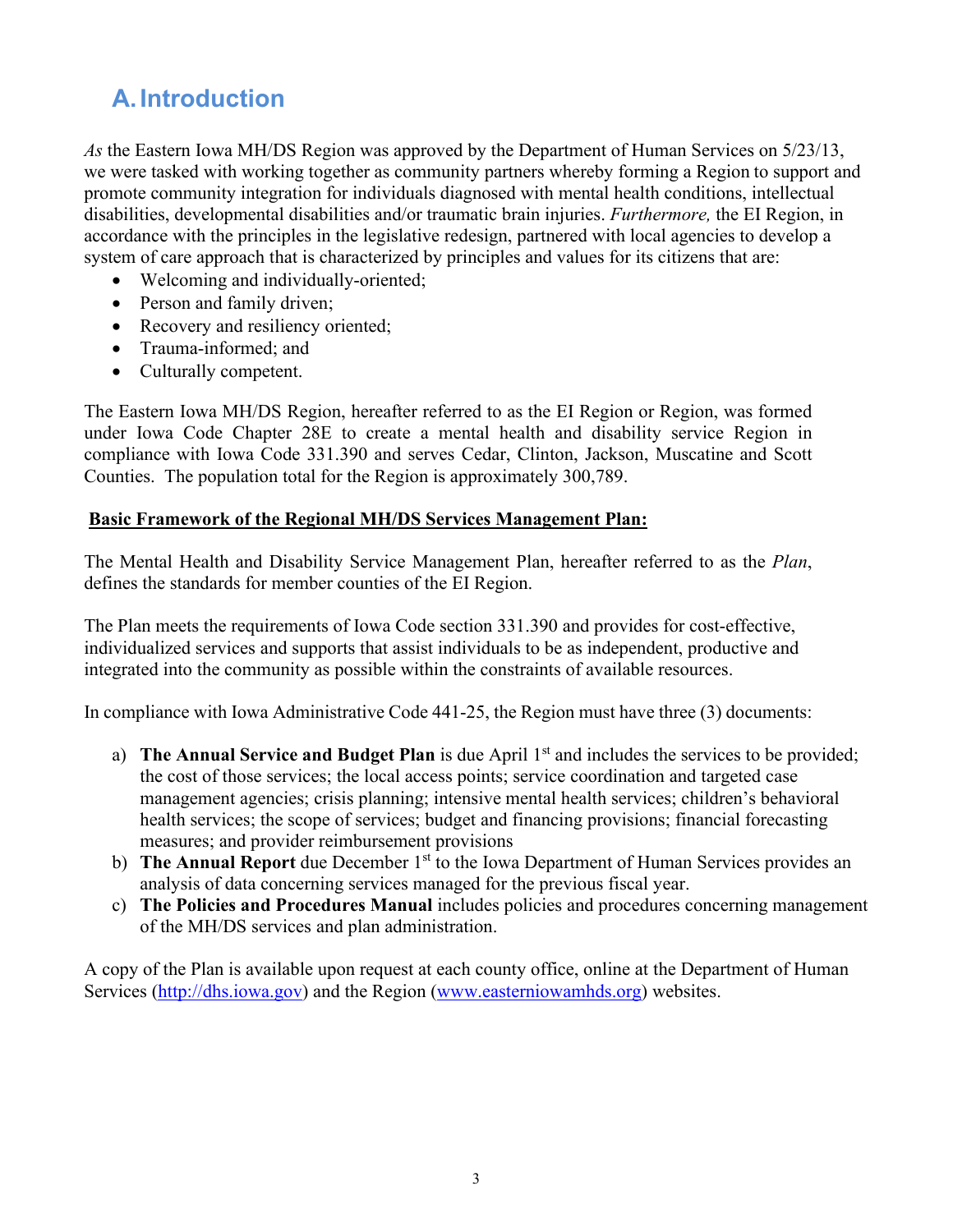# A. Introduction

*As* the Eastern Iowa MH/DS Region was approved by the Department of Human Services on 5/23/13, we were tasked with working together as community partners whereby forming a Region to support and promote community integration for individuals diagnosed with mental health conditions, intellectual disabilities, developmental disabilities and/or traumatic brain injuries. *Furthermore,* the EI Region, in accordance with the principles in the legislative redesign, partnered with local agencies to develop a system of care approach that is characterized by principles and values for its citizens that are:

- Welcoming and individually-oriented;
- Person and family driven;
- Recovery and resiliency oriented;
- Trauma-informed; and
- Culturally competent.

The Eastern Iowa MH/DS Region, hereafter referred to as the EI Region or Region, was formed under Iowa Code Chapter 28E to create a mental health and disability service Region in compliance with Iowa Code 331.390 and serves Cedar, Clinton, Jackson, Muscatine and Scott Counties. The population total for the Region is approximately 300,789.

**Basic Framework of the Regional MH/DS Services Management Plan:**

The Mental Health and Disability Service Management Plan, hereafter referred to as the *Plan*, defines the standards for member counties of the EI Region.

The Plan meets the requirements of Iowa Code section 331.390 and provides for cost-effective, individualized services and supports that assist individuals to be as independent, productive and integrated into the community as possible within the constraints of available resources.

In compliance with Iowa Administrative Code 441-25, the Region must have three (3) documents:

a) **The Annual Service and Budget Plan** is due April 1st and includes the services to be provided; the cost of those services; the local access points; service coordination and targeted case management agencies; crisis planning; intensive mental health services; children's behavioral health services; the scope of services; budget and financing provisions; financial forecasting measures; and provider reimbursement provisions
b) **The Annual Report** due December 1st to the Iowa Department of Human Services provides an analysis of data concerning services managed for the previous fiscal year.
c) **The Policies and Procedures Manual** includes policies and procedures concerning management of the MH/DS services and plan administration.

A copy of the Plan is available upon request at each county office, online at the Department of Human Services (http://dhs.iowa.gov) and the Region (www.easterniowamhds.org) websites.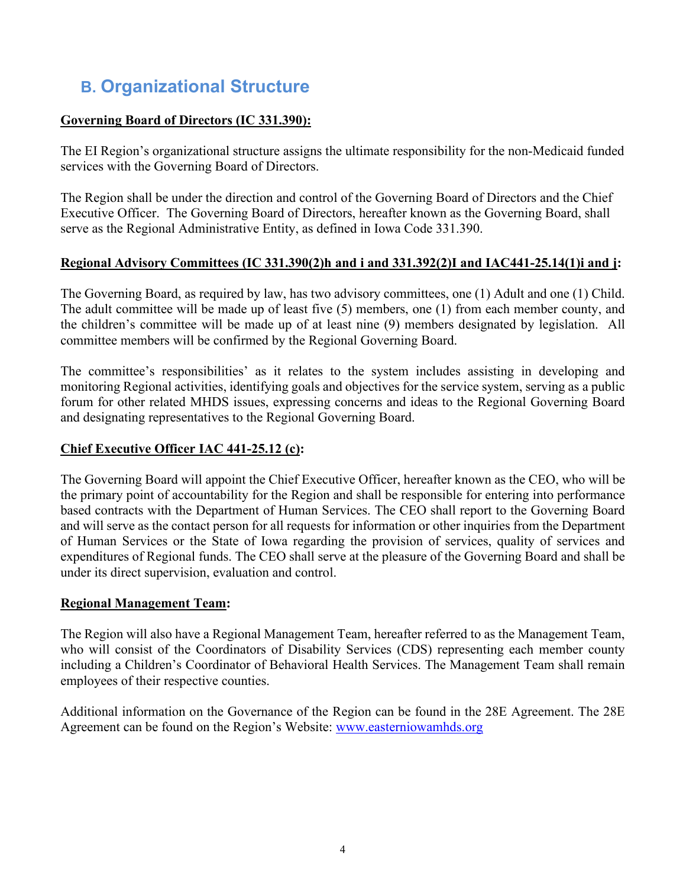## B. Organizational Structure

**Governing Board of Directors (IC 331.390):**

The EI Region's organizational structure assigns the ultimate responsibility for the non-Medicaid funded services with the Governing Board of Directors.

The Region shall be under the direction and control of the Governing Board of Directors and the Chief Executive Officer. The Governing Board of Directors, hereafter known as the Governing Board, shall serve as the Regional Administrative Entity, as defined in Iowa Code 331.390.

**Regional Advisory Committees (IC 331.390(2)h and i and 331.392(2)I and IAC441-25.14(1)i and j:**

The Governing Board, as required by law, has two advisory committees, one (1) Adult and one (1) Child. The adult committee will be made up of least five (5) members, one (1) from each member county, and the children's committee will be made up of at least nine (9) members designated by legislation. All committee members will be confirmed by the Regional Governing Board.

The committee's responsibilities' as it relates to the system includes assisting in developing and monitoring Regional activities, identifying goals and objectives for the service system, serving as a public forum for other related MHDS issues, expressing concerns and ideas to the Regional Governing Board and designating representatives to the Regional Governing Board.

**Chief Executive Officer IAC 441-25.12 (c):**

The Governing Board will appoint the Chief Executive Officer, hereafter known as the CEO, who will be the primary point of accountability for the Region and shall be responsible for entering into performance based contracts with the Department of Human Services. The CEO shall report to the Governing Board and will serve as the contact person for all requests for information or other inquiries from the Department of Human Services or the State of Iowa regarding the provision of services, quality of services and expenditures of Regional funds. The CEO shall serve at the pleasure of the Governing Board and shall be under its direct supervision, evaluation and control.

**Regional Management Team:**

The Region will also have a Regional Management Team, hereafter referred to as the Management Team, who will consist of the Coordinators of Disability Services (CDS) representing each member county including a Children's Coordinator of Behavioral Health Services. The Management Team shall remain employees of their respective counties.

Additional information on the Governance of the Region can be found in the 28E Agreement. The 28E Agreement can be found on the Region's Website: [www.easterniowamhds.org](http://www.easterniowamhds.org)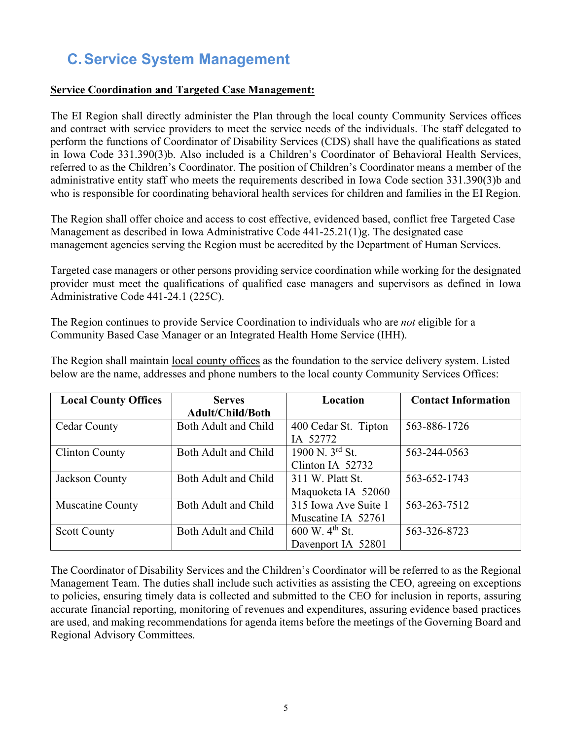## C. Service System Management

**Service Coordination and Targeted Case Management:**

The EI Region shall directly administer the Plan through the local county Community Services offices and contract with service providers to meet the service needs of the individuals. The staff delegated to perform the functions of Coordinator of Disability Services (CDS) shall have the qualifications as stated in Iowa Code 331.390(3)b. Also included is a Children's Coordinator of Behavioral Health Services, referred to as the Children's Coordinator. The position of Children's Coordinator means a member of the administrative entity staff who meets the requirements described in Iowa Code section 331.390(3)b and who is responsible for coordinating behavioral health services for children and families in the EI Region.

The Region shall offer choice and access to cost effective, evidenced based, conflict free Targeted Case Management as described in Iowa Administrative Code 441-25.21(1)g. The designated case management agencies serving the Region must be accredited by the Department of Human Services.

Targeted case managers or other persons providing service coordination while working for the designated provider must meet the qualifications of qualified case managers and supervisors as defined in Iowa Administrative Code 441-24.1 (225C).

The Region continues to provide Service Coordination to individuals who are *not* eligible for a Community Based Case Manager or an Integrated Health Home Service (IHH).

The Region shall maintain local county offices as the foundation to the service delivery system. Listed below are the name, addresses and phone numbers to the local county Community Services Offices:

| Local County Offices | Serves Adult/Child/Both | Location | Contact Information |
|---|---|---|---|
| Cedar County | Both Adult and Child | 400 Cedar St. Tipton IA 52772 | 563-886-1726 |
| Clinton County | Both Adult and Child | 1900 N. 3rd St. Clinton IA 52732 | 563-244-0563 |
| Jackson County | Both Adult and Child | 311 W. Platt St. Maquoketa IA 52060 | 563-652-1743 |
| Muscatine County | Both Adult and Child | 315 Iowa Ave Suite 1 Muscatine IA 52761 | 563-263-7512 |
| Scott County | Both Adult and Child | 600 W. 4th St. Davenport IA 52801 | 563-326-8723 |

The Coordinator of Disability Services and the Children's Coordinator will be referred to as the Regional Management Team. The duties shall include such activities as assisting the CEO, agreeing on exceptions to policies, ensuring timely data is collected and submitted to the CEO for inclusion in reports, assuring accurate financial reporting, monitoring of revenues and expenditures, assuring evidence based practices are used, and making recommendations for agenda items before the meetings of the Governing Board and Regional Advisory Committees.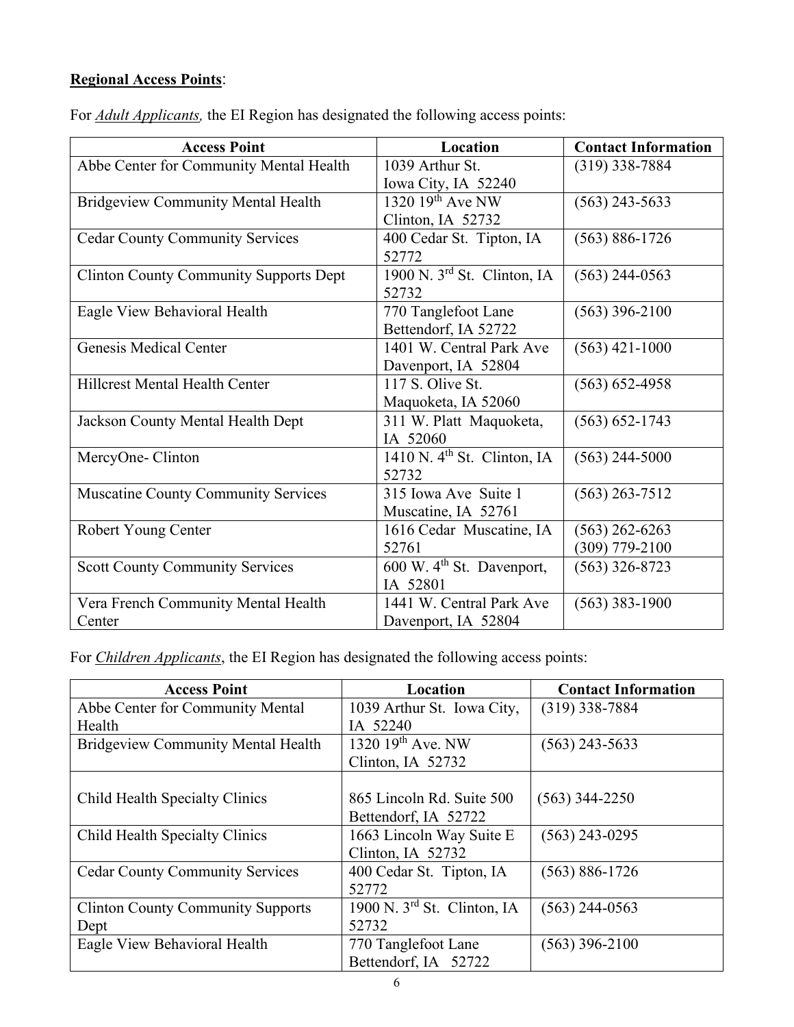**Regional Access Points**:

For ***Adult Applicants,*** the EI Region has designated the following access points:

| Access Point | Location | Contact Information |
|---|---|---|
| Abbe Center for Community Mental Health | 1039 Arthur St. Iowa City, IA 52240 | (319) 338-7884 |
| Bridgeview Community Mental Health | 1320 19th Ave NW Clinton, IA 52732 | (563) 243-5633 |
| Cedar County Community Services | 400 Cedar St. Tipton, IA 52772 | (563) 886-1726 |
| Clinton County Community Supports Dept | 1900 N. 3rd St. Clinton, IA 52732 | (563) 244-0563 |
| Eagle View Behavioral Health | 770 Tanglefoot Lane Bettendorf, IA 52722 | (563) 396-2100 |
| Genesis Medical Center | 1401 W. Central Park Ave Davenport, IA 52804 | (563) 421-1000 |
| Hillcrest Mental Health Center | 117 S. Olive St. Maquoketa, IA 52060 | (563) 652-4958 |
| Jackson County Mental Health Dept | 311 W. Platt Maquoketa, IA 52060 | (563) 652-1743 |
| MercyOne- Clinton | 1410 N. 4th St. Clinton, IA 52732 | (563) 244-5000 |
| Muscatine County Community Services | 315 Iowa Ave Suite 1 Muscatine, IA 52761 | (563) 263-7512 |
| Robert Young Center | 1616 Cedar Muscatine, IA 52761 | (563) 262-6263 (309) 779-2100 |
| Scott County Community Services | 600 W. 4th St. Davenport, IA 52801 | (563) 326-8723 |
| Vera French Community Mental Health Center | 1441 W. Central Park Ave Davenport, IA 52804 | (563) 383-1900 |

For ***Children Applicants***, the EI Region has designated the following access points:

| Access Point | Location | Contact Information |
|---|---|---|
| Abbe Center for Community Mental Health | 1039 Arthur St. Iowa City, IA 52240 | (319) 338-7884 |
| Bridgeview Community Mental Health | 1320 19th Ave. NW Clinton, IA 52732 | (563) 243-5633 |
| Child Health Specialty Clinics | 865 Lincoln Rd. Suite 500 Bettendorf, IA 52722 | (563) 344-2250 |
| Child Health Specialty Clinics | 1663 Lincoln Way Suite E Clinton, IA 52732 | (563) 243-0295 |
| Cedar County Community Services | 400 Cedar St. Tipton, IA 52772 | (563) 886-1726 |
| Clinton County Community Supports Dept | 1900 N. 3rd St. Clinton, IA 52732 | (563) 244-0563 |
| Eagle View Behavioral Health | 770 Tanglefoot Lane Bettendorf, IA 52722 | (563) 396-2100 |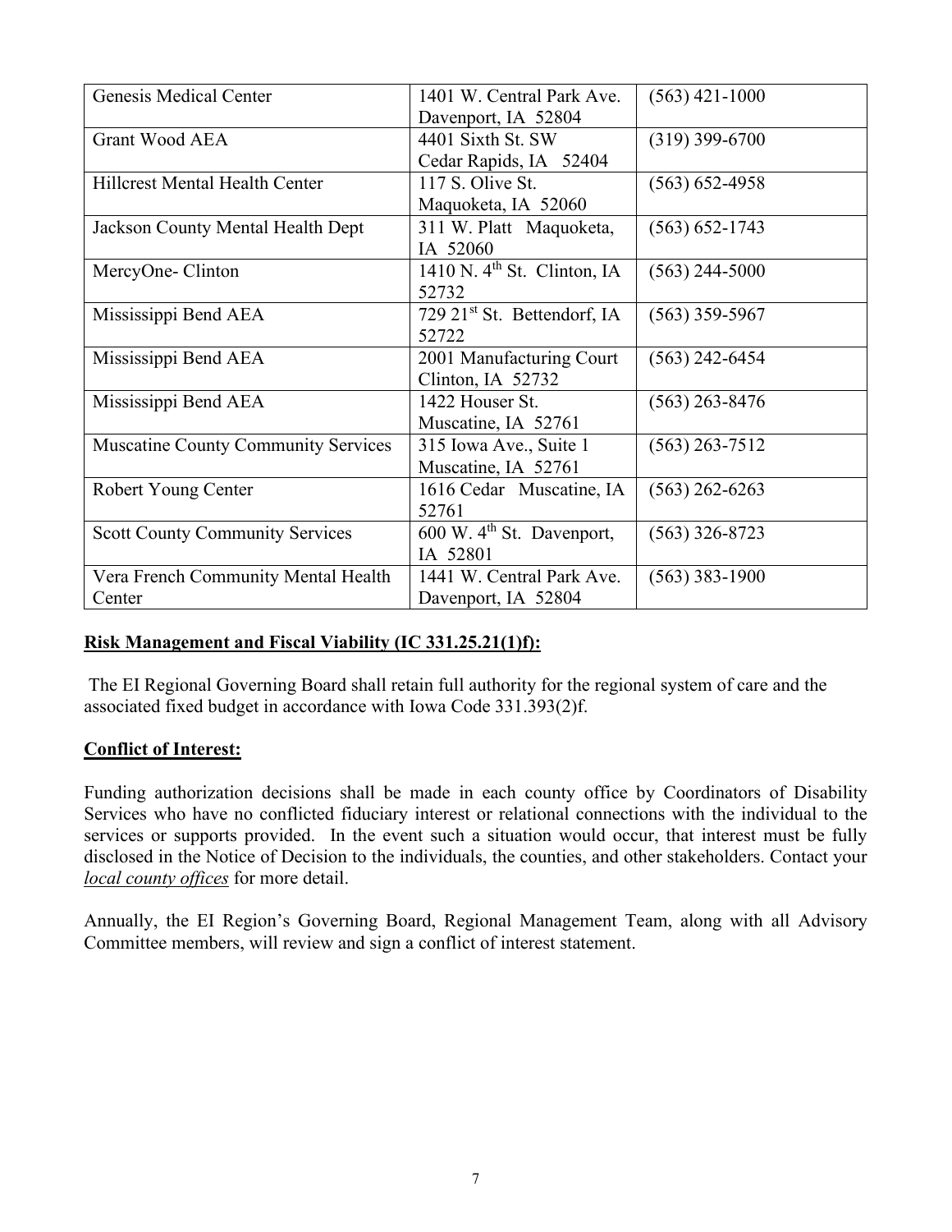| Genesis Medical Center | 1401 W. Central Park Ave. Davenport, IA 52804 | (563) 421-1000 |
|---|---|---|
| Grant Wood AEA | 4401 Sixth St. SW Cedar Rapids, IA 52404 | (319) 399-6700 |
| Hillcrest Mental Health Center | 117 S. Olive St. Maquoketa, IA 52060 | (563) 652-4958 |
| Jackson County Mental Health Dept | 311 W. Platt Maquoketa, IA 52060 | (563) 652-1743 |
| MercyOne- Clinton | 1410 N. 4th St. Clinton, IA 52732 | (563) 244-5000 |
| Mississippi Bend AEA | 729 21st St. Bettendorf, IA 52722 | (563) 359-5967 |
| Mississippi Bend AEA | 2001 Manufacturing Court Clinton, IA 52732 | (563) 242-6454 |
| Mississippi Bend AEA | 1422 Houser St. Muscatine, IA 52761 | (563) 263-8476 |
| Muscatine County Community Services | 315 Iowa Ave., Suite 1 Muscatine, IA 52761 | (563) 263-7512 |
| Robert Young Center | 1616 Cedar Muscatine, IA 52761 | (563) 262-6263 |
| Scott County Community Services | 600 W. 4th St. Davenport, IA 52801 | (563) 326-8723 |
| Vera French Community Mental Health Center | 1441 W. Central Park Ave. Davenport, IA 52804 | (563) 383-1900 |

**Risk Management and Fiscal Viability (IC 331.25.21(1)f):**

The EI Regional Governing Board shall retain full authority for the regional system of care and the associated fixed budget in accordance with Iowa Code 331.393(2)f.

**Conflict of Interest:**

Funding authorization decisions shall be made in each county office by Coordinators of Disability Services who have no conflicted fiduciary interest or relational connections with the individual to the services or supports provided. In the event such a situation would occur, that interest must be fully disclosed in the Notice of Decision to the individuals, the counties, and other stakeholders. Contact your *local county offices* for more detail.

Annually, the EI Region's Governing Board, Regional Management Team, along with all Advisory Committee members, will review and sign a conflict of interest statement.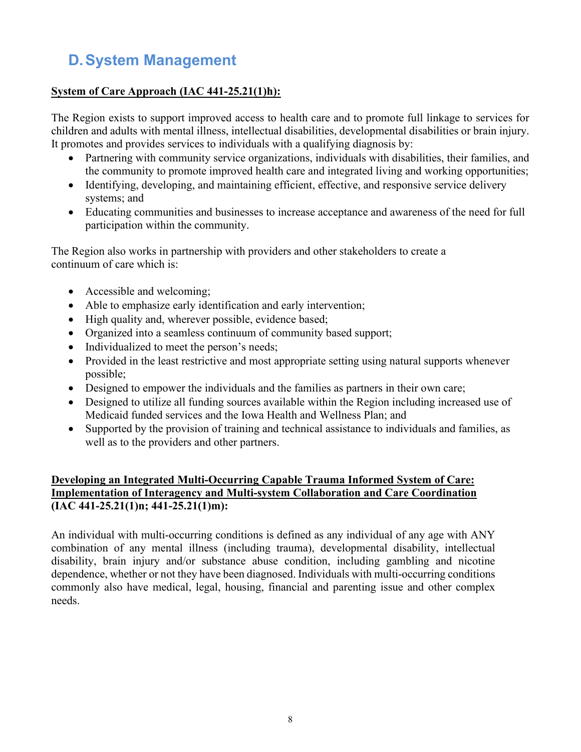## D. System Management

**System of Care Approach (IAC 441-25.21(1)h):**

The Region exists to support improved access to health care and to promote full linkage to services for children and adults with mental illness, intellectual disabilities, developmental disabilities or brain injury. It promotes and provides services to individuals with a qualifying diagnosis by:

- Partnering with community service organizations, individuals with disabilities, their families, and the community to promote improved health care and integrated living and working opportunities;
- Identifying, developing, and maintaining efficient, effective, and responsive service delivery systems; and
- Educating communities and businesses to increase acceptance and awareness of the need for full participation within the community.

The Region also works in partnership with providers and other stakeholders to create a continuum of care which is:

- Accessible and welcoming;
- Able to emphasize early identification and early intervention;
- High quality and, wherever possible, evidence based;
- Organized into a seamless continuum of community based support;
- Individualized to meet the person's needs;
- Provided in the least restrictive and most appropriate setting using natural supports whenever possible;
- Designed to empower the individuals and the families as partners in their own care;
- Designed to utilize all funding sources available within the Region including increased use of Medicaid funded services and the Iowa Health and Wellness Plan; and
- Supported by the provision of training and technical assistance to individuals and families, as well as to the providers and other partners.

**Developing an Integrated Multi-Occurring Capable Trauma Informed System of Care: Implementation of Interagency and Multi-system Collaboration and Care Coordination (IAC 441-25.21(1)n; 441-25.21(1)m):**

An individual with multi-occurring conditions is defined as any individual of any age with ANY combination of any mental illness (including trauma), developmental disability, intellectual disability, brain injury and/or substance abuse condition, including gambling and nicotine dependence, whether or not they have been diagnosed. Individuals with multi-occurring conditions commonly also have medical, legal, housing, financial and parenting issue and other complex needs.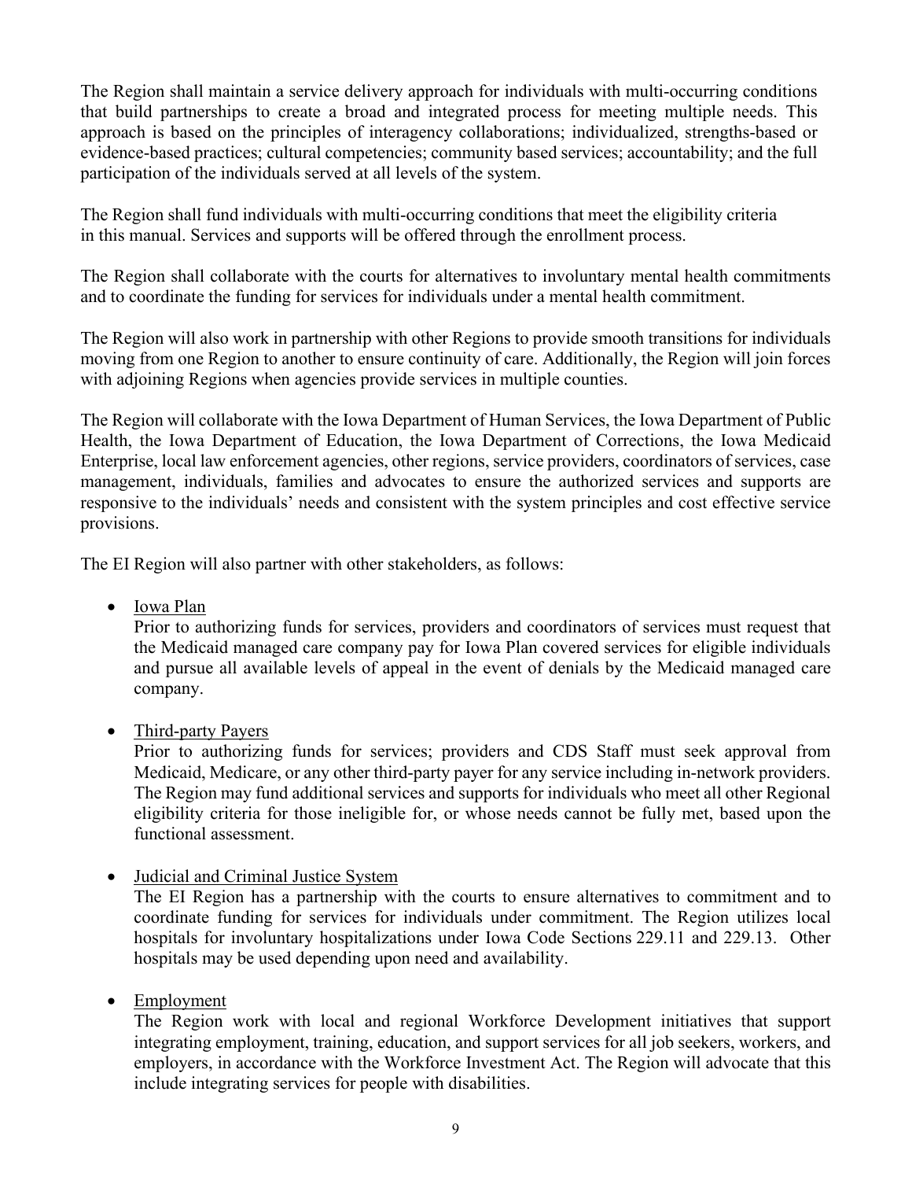The Region shall maintain a service delivery approach for individuals with multi-occurring conditions that build partnerships to create a broad and integrated process for meeting multiple needs. This approach is based on the principles of interagency collaborations; individualized, strengths-based or evidence-based practices; cultural competencies; community based services; accountability; and the full participation of the individuals served at all levels of the system.

The Region shall fund individuals with multi-occurring conditions that meet the eligibility criteria in this manual. Services and supports will be offered through the enrollment process.

The Region shall collaborate with the courts for alternatives to involuntary mental health commitments and to coordinate the funding for services for individuals under a mental health commitment.

The Region will also work in partnership with other Regions to provide smooth transitions for individuals moving from one Region to another to ensure continuity of care. Additionally, the Region will join forces with adjoining Regions when agencies provide services in multiple counties.

The Region will collaborate with the Iowa Department of Human Services, the Iowa Department of Public Health, the Iowa Department of Education, the Iowa Department of Corrections, the Iowa Medicaid Enterprise, local law enforcement agencies, other regions, service providers, coordinators of services, case management, individuals, families and advocates to ensure the authorized services and supports are responsive to the individuals' needs and consistent with the system principles and cost effective service provisions.

The EI Region will also partner with other stakeholders, as follows:

- Iowa Plan
  Prior to authorizing funds for services, providers and coordinators of services must request that the Medicaid managed care company pay for Iowa Plan covered services for eligible individuals and pursue all available levels of appeal in the event of denials by the Medicaid managed care company.

- Third-party Payers
  Prior to authorizing funds for services; providers and CDS Staff must seek approval from Medicaid, Medicare, or any other third-party payer for any service including in-network providers. The Region may fund additional services and supports for individuals who meet all other Regional eligibility criteria for those ineligible for, or whose needs cannot be fully met, based upon the functional assessment.

- Judicial and Criminal Justice System
  The EI Region has a partnership with the courts to ensure alternatives to commitment and to coordinate funding for services for individuals under commitment. The Region utilizes local hospitals for involuntary hospitalizations under Iowa Code Sections 229.11 and 229.13. Other hospitals may be used depending upon need and availability.

- Employment
  The Region work with local and regional Workforce Development initiatives that support integrating employment, training, education, and support services for all job seekers, workers, and employers, in accordance with the Workforce Investment Act. The Region will advocate that this include integrating services for people with disabilities.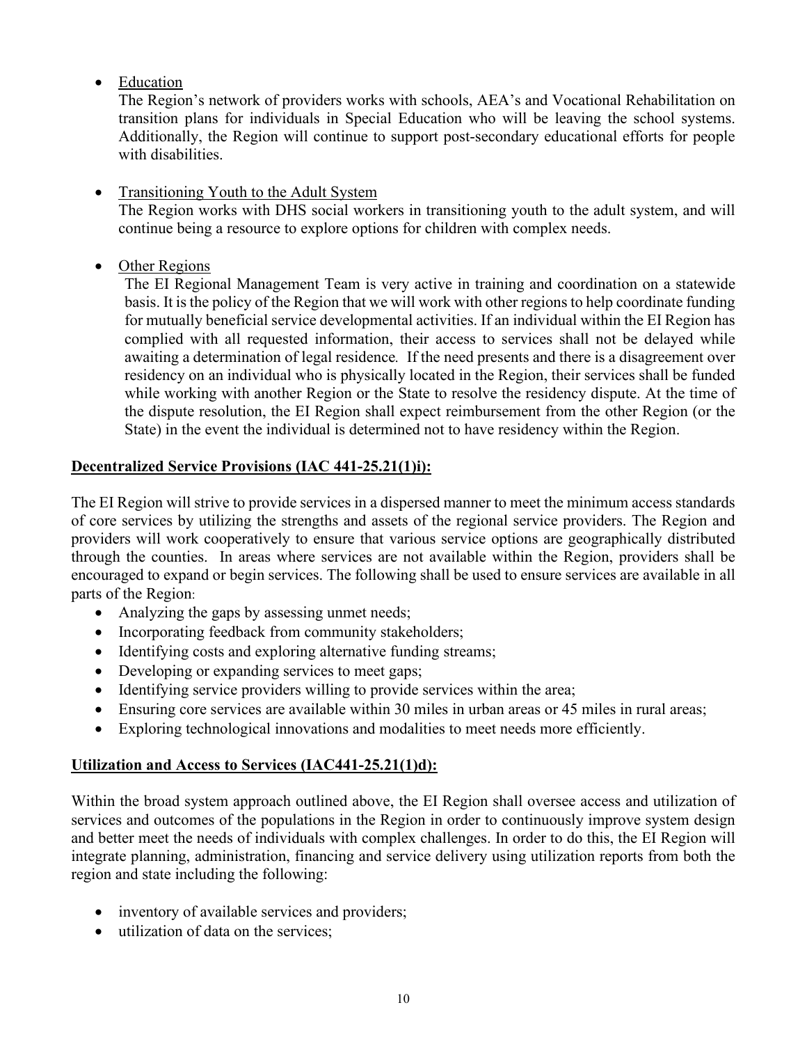- Education

  The Region's network of providers works with schools, AEA's and Vocational Rehabilitation on transition plans for individuals in Special Education who will be leaving the school systems. Additionally, the Region will continue to support post-secondary educational efforts for people with disabilities.

- Transitioning Youth to the Adult System

  The Region works with DHS social workers in transitioning youth to the adult system, and will continue being a resource to explore options for children with complex needs.

- Other Regions

  The EI Regional Management Team is very active in training and coordination on a statewide basis. It is the policy of the Region that we will work with other regions to help coordinate funding for mutually beneficial service developmental activities. If an individual within the EI Region has complied with all requested information, their access to services shall not be delayed while awaiting a determination of legal residence. If the need presents and there is a disagreement over residency on an individual who is physically located in the Region, their services shall be funded while working with another Region or the State to resolve the residency dispute. At the time of the dispute resolution, the EI Region shall expect reimbursement from the other Region (or the State) in the event the individual is determined not to have residency within the Region.

**Decentralized Service Provisions (IAC 441-25.21(1)i):**

The EI Region will strive to provide services in a dispersed manner to meet the minimum access standards of core services by utilizing the strengths and assets of the regional service providers. The Region and providers will work cooperatively to ensure that various service options are geographically distributed through the counties. In areas where services are not available within the Region, providers shall be encouraged to expand or begin services. The following shall be used to ensure services are available in all parts of the Region:

- Analyzing the gaps by assessing unmet needs;
- Incorporating feedback from community stakeholders;
- Identifying costs and exploring alternative funding streams;
- Developing or expanding services to meet gaps;
- Identifying service providers willing to provide services within the area;
- Ensuring core services are available within 30 miles in urban areas or 45 miles in rural areas;
- Exploring technological innovations and modalities to meet needs more efficiently.

**Utilization and Access to Services (IAC441-25.21(1)d):**

Within the broad system approach outlined above, the EI Region shall oversee access and utilization of services and outcomes of the populations in the Region in order to continuously improve system design and better meet the needs of individuals with complex challenges. In order to do this, the EI Region will integrate planning, administration, financing and service delivery using utilization reports from both the region and state including the following:

- inventory of available services and providers;
- utilization of data on the services;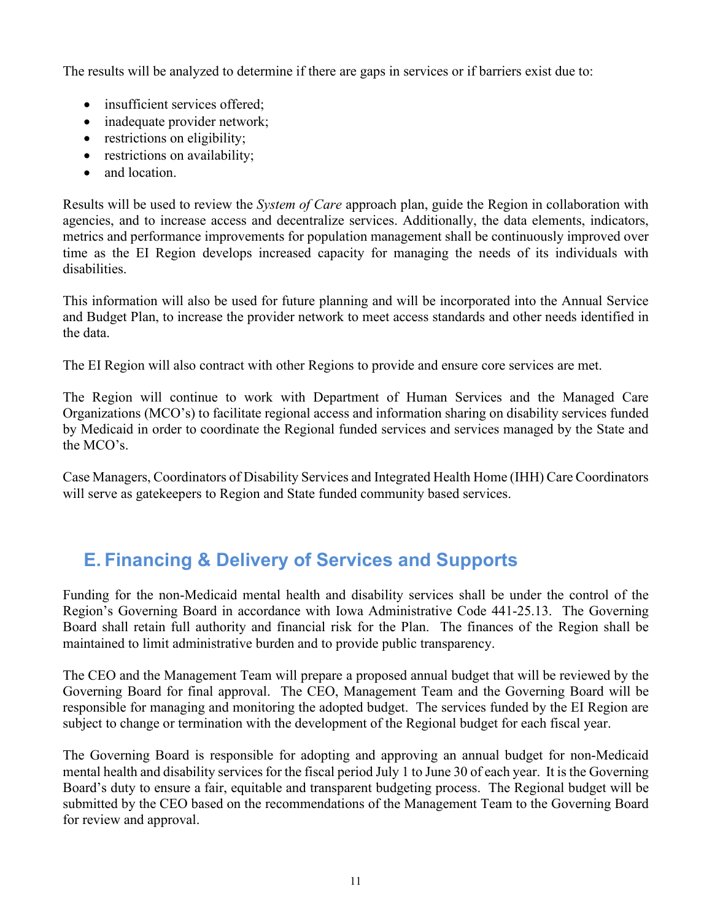The results will be analyzed to determine if there are gaps in services or if barriers exist due to:

- insufficient services offered;
- inadequate provider network;
- restrictions on eligibility;
- restrictions on availability;
- and location.

Results will be used to review the *System of Care* approach plan, guide the Region in collaboration with agencies, and to increase access and decentralize services. Additionally, the data elements, indicators, metrics and performance improvements for population management shall be continuously improved over time as the EI Region develops increased capacity for managing the needs of its individuals with disabilities.

This information will also be used for future planning and will be incorporated into the Annual Service and Budget Plan, to increase the provider network to meet access standards and other needs identified in the data.

The EI Region will also contract with other Regions to provide and ensure core services are met.

The Region will continue to work with Department of Human Services and the Managed Care Organizations (MCO's) to facilitate regional access and information sharing on disability services funded by Medicaid in order to coordinate the Regional funded services and services managed by the State and the MCO's.

Case Managers, Coordinators of Disability Services and Integrated Health Home (IHH) Care Coordinators will serve as gatekeepers to Region and State funded community based services.

## E. Financing & Delivery of Services and Supports

Funding for the non-Medicaid mental health and disability services shall be under the control of the Region's Governing Board in accordance with Iowa Administrative Code 441-25.13. The Governing Board shall retain full authority and financial risk for the Plan. The finances of the Region shall be maintained to limit administrative burden and to provide public transparency.

The CEO and the Management Team will prepare a proposed annual budget that will be reviewed by the Governing Board for final approval. The CEO, Management Team and the Governing Board will be responsible for managing and monitoring the adopted budget. The services funded by the EI Region are subject to change or termination with the development of the Regional budget for each fiscal year.

The Governing Board is responsible for adopting and approving an annual budget for non-Medicaid mental health and disability services for the fiscal period July 1 to June 30 of each year. It is the Governing Board's duty to ensure a fair, equitable and transparent budgeting process. The Regional budget will be submitted by the CEO based on the recommendations of the Management Team to the Governing Board for review and approval.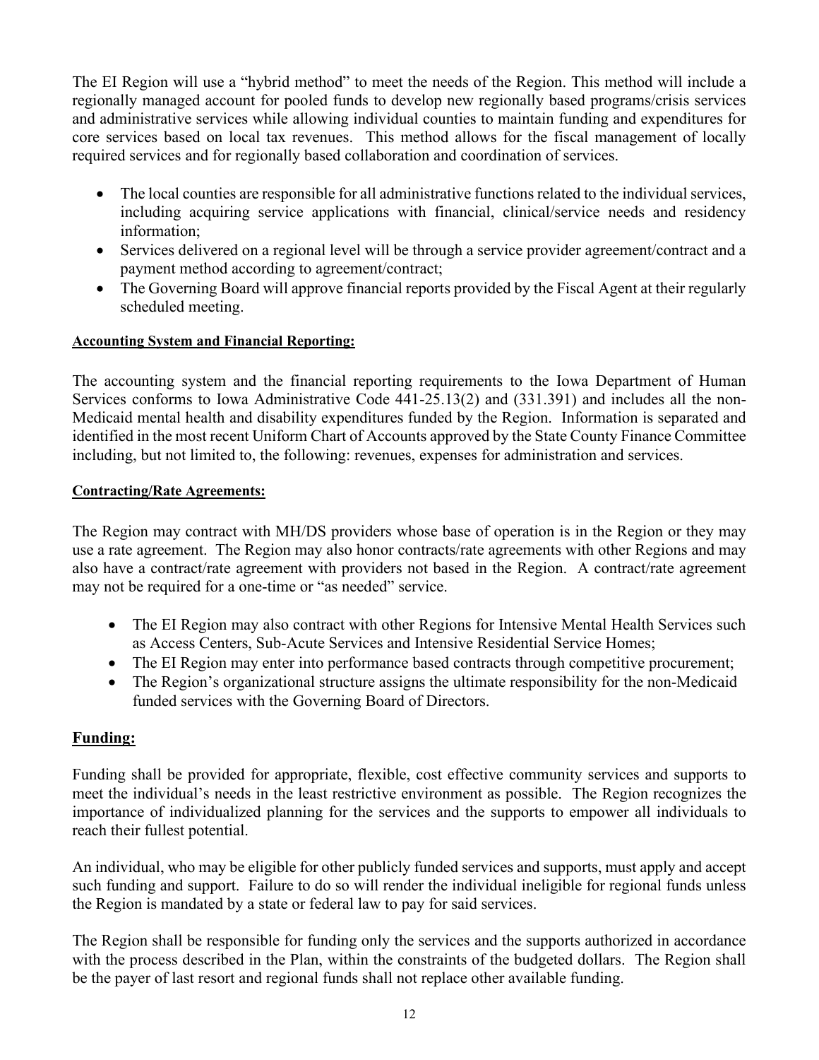The EI Region will use a "hybrid method" to meet the needs of the Region. This method will include a regionally managed account for pooled funds to develop new regionally based programs/crisis services and administrative services while allowing individual counties to maintain funding and expenditures for core services based on local tax revenues. This method allows for the fiscal management of locally required services and for regionally based collaboration and coordination of services.

- The local counties are responsible for all administrative functions related to the individual services, including acquiring service applications with financial, clinical/service needs and residency information;
- Services delivered on a regional level will be through a service provider agreement/contract and a payment method according to agreement/contract;
- The Governing Board will approve financial reports provided by the Fiscal Agent at their regularly scheduled meeting.

**Accounting System and Financial Reporting:**

The accounting system and the financial reporting requirements to the Iowa Department of Human Services conforms to Iowa Administrative Code 441-25.13(2) and (331.391) and includes all the non-Medicaid mental health and disability expenditures funded by the Region. Information is separated and identified in the most recent Uniform Chart of Accounts approved by the State County Finance Committee including, but not limited to, the following: revenues, expenses for administration and services.

**Contracting/Rate Agreements:**

The Region may contract with MH/DS providers whose base of operation is in the Region or they may use a rate agreement. The Region may also honor contracts/rate agreements with other Regions and may also have a contract/rate agreement with providers not based in the Region. A contract/rate agreement may not be required for a one-time or "as needed" service.

- The EI Region may also contract with other Regions for Intensive Mental Health Services such as Access Centers, Sub-Acute Services and Intensive Residential Service Homes;
- The EI Region may enter into performance based contracts through competitive procurement;
- The Region's organizational structure assigns the ultimate responsibility for the non-Medicaid funded services with the Governing Board of Directors.

## Funding:

Funding shall be provided for appropriate, flexible, cost effective community services and supports to meet the individual's needs in the least restrictive environment as possible. The Region recognizes the importance of individualized planning for the services and the supports to empower all individuals to reach their fullest potential.

An individual, who may be eligible for other publicly funded services and supports, must apply and accept such funding and support. Failure to do so will render the individual ineligible for regional funds unless the Region is mandated by a state or federal law to pay for said services.

The Region shall be responsible for funding only the services and the supports authorized in accordance with the process described in the Plan, within the constraints of the budgeted dollars. The Region shall be the payer of last resort and regional funds shall not replace other available funding.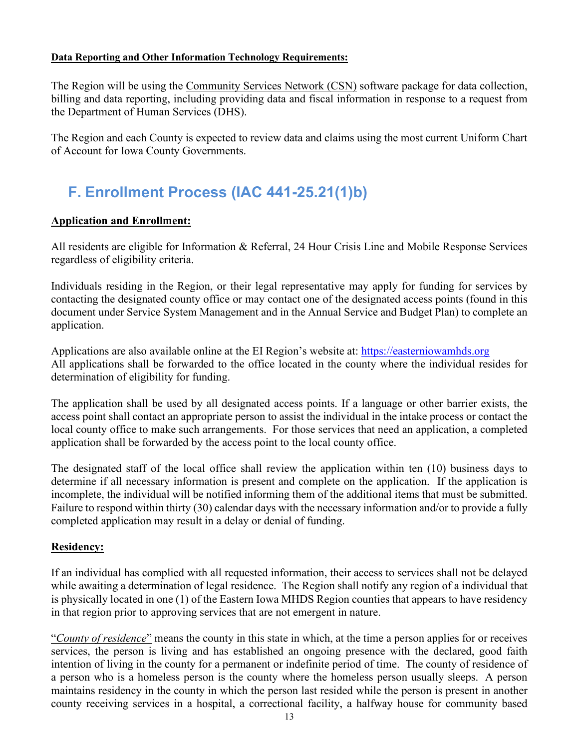**Data Reporting and Other Information Technology Requirements:**

The Region will be using the Community Services Network (CSN) software package for data collection, billing and data reporting, including providing data and fiscal information in response to a request from the Department of Human Services (DHS).

The Region and each County is expected to review data and claims using the most current Uniform Chart of Account for Iowa County Governments.

## F. Enrollment Process (IAC 441-25.21(1)b)

**Application and Enrollment:**

All residents are eligible for Information & Referral, 24 Hour Crisis Line and Mobile Response Services regardless of eligibility criteria.

Individuals residing in the Region, or their legal representative may apply for funding for services by contacting the designated county office or may contact one of the designated access points (found in this document under Service System Management and in the Annual Service and Budget Plan) to complete an application.

Applications are also available online at the EI Region's website at: https://easterniowamhds.org
All applications shall be forwarded to the office located in the county where the individual resides for determination of eligibility for funding.

The application shall be used by all designated access points. If a language or other barrier exists, the access point shall contact an appropriate person to assist the individual in the intake process or contact the local county office to make such arrangements. For those services that need an application, a completed application shall be forwarded by the access point to the local county office.

The designated staff of the local office shall review the application within ten (10) business days to determine if all necessary information is present and complete on the application. If the application is incomplete, the individual will be notified informing them of the additional items that must be submitted. Failure to respond within thirty (30) calendar days with the necessary information and/or to provide a fully completed application may result in a delay or denial of funding.

**Residency:**

If an individual has complied with all requested information, their access to services shall not be delayed while awaiting a determination of legal residence. The Region shall notify any region of a individual that is physically located in one (1) of the Eastern Iowa MHDS Region counties that appears to have residency in that region prior to approving services that are not emergent in nature.

"*County of residence*" means the county in this state in which, at the time a person applies for or receives services, the person is living and has established an ongoing presence with the declared, good faith intention of living in the county for a permanent or indefinite period of time. The county of residence of a person who is a homeless person is the county where the homeless person usually sleeps. A person maintains residency in the county in which the person last resided while the person is present in another county receiving services in a hospital, a correctional facility, a halfway house for community based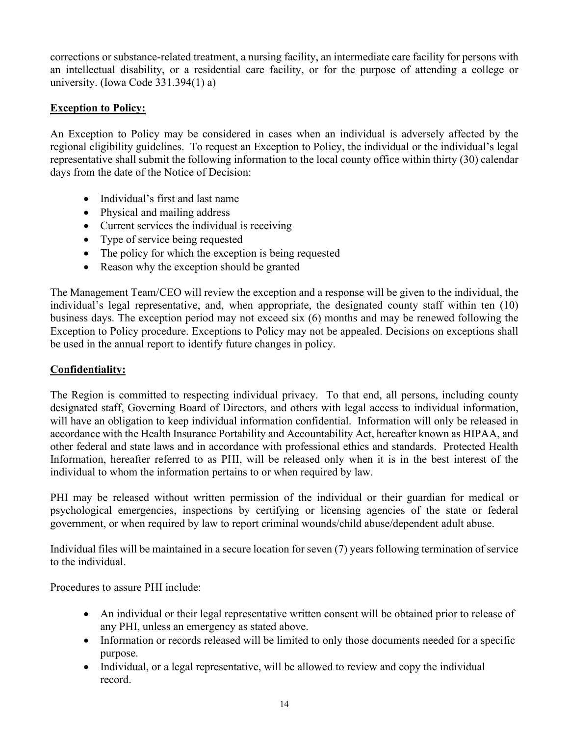corrections or substance-related treatment, a nursing facility, an intermediate care facility for persons with an intellectual disability, or a residential care facility, or for the purpose of attending a college or university. (Iowa Code 331.394(1) a)

**Exception to Policy:**

An Exception to Policy may be considered in cases when an individual is adversely affected by the regional eligibility guidelines. To request an Exception to Policy, the individual or the individual's legal representative shall submit the following information to the local county office within thirty (30) calendar days from the date of the Notice of Decision:

- Individual's first and last name
- Physical and mailing address
- Current services the individual is receiving
- Type of service being requested
- The policy for which the exception is being requested
- Reason why the exception should be granted

The Management Team/CEO will review the exception and a response will be given to the individual, the individual's legal representative, and, when appropriate, the designated county staff within ten (10) business days. The exception period may not exceed six (6) months and may be renewed following the Exception to Policy procedure. Exceptions to Policy may not be appealed. Decisions on exceptions shall be used in the annual report to identify future changes in policy.

**Confidentiality:**

The Region is committed to respecting individual privacy. To that end, all persons, including county designated staff, Governing Board of Directors, and others with legal access to individual information, will have an obligation to keep individual information confidential. Information will only be released in accordance with the Health Insurance Portability and Accountability Act, hereafter known as HIPAA, and other federal and state laws and in accordance with professional ethics and standards. Protected Health Information, hereafter referred to as PHI, will be released only when it is in the best interest of the individual to whom the information pertains to or when required by law.

PHI may be released without written permission of the individual or their guardian for medical or psychological emergencies, inspections by certifying or licensing agencies of the state or federal government, or when required by law to report criminal wounds/child abuse/dependent adult abuse.

Individual files will be maintained in a secure location for seven (7) years following termination of service to the individual.

Procedures to assure PHI include:

- An individual or their legal representative written consent will be obtained prior to release of any PHI, unless an emergency as stated above.
- Information or records released will be limited to only those documents needed for a specific purpose.
- Individual, or a legal representative, will be allowed to review and copy the individual record.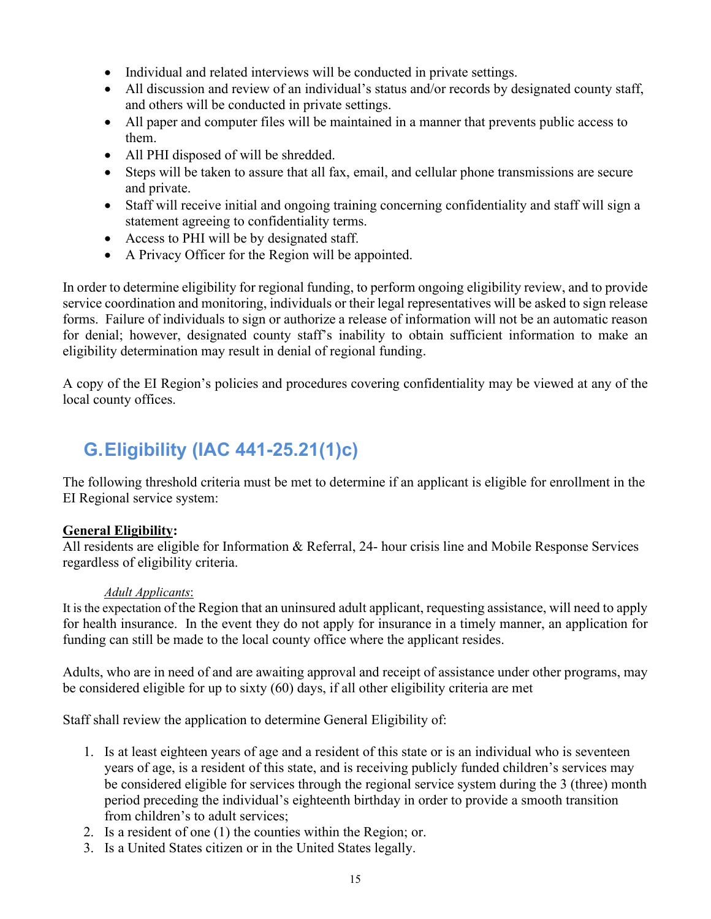- Individual and related interviews will be conducted in private settings.
- All discussion and review of an individual's status and/or records by designated county staff, and others will be conducted in private settings.
- All paper and computer files will be maintained in a manner that prevents public access to them.
- All PHI disposed of will be shredded.
- Steps will be taken to assure that all fax, email, and cellular phone transmissions are secure and private.
- Staff will receive initial and ongoing training concerning confidentiality and staff will sign a statement agreeing to confidentiality terms.
- Access to PHI will be by designated staff.
- A Privacy Officer for the Region will be appointed.

In order to determine eligibility for regional funding, to perform ongoing eligibility review, and to provide service coordination and monitoring, individuals or their legal representatives will be asked to sign release forms. Failure of individuals to sign or authorize a release of information will not be an automatic reason for denial; however, designated county staff's inability to obtain sufficient information to make an eligibility determination may result in denial of regional funding.

A copy of the EI Region's policies and procedures covering confidentiality may be viewed at any of the local county offices.

## G. Eligibility (IAC 441-25.21(1)c)

The following threshold criteria must be met to determine if an applicant is eligible for enrollment in the EI Regional service system:

**General Eligibility:**
All residents are eligible for Information & Referral, 24- hour crisis line and Mobile Response Services regardless of eligibility criteria.

*Adult Applicants*:
It is the expectation of the Region that an uninsured adult applicant, requesting assistance, will need to apply for health insurance. In the event they do not apply for insurance in a timely manner, an application for funding can still be made to the local county office where the applicant resides.

Adults, who are in need of and are awaiting approval and receipt of assistance under other programs, may be considered eligible for up to sixty (60) days, if all other eligibility criteria are met

Staff shall review the application to determine General Eligibility of:

1. Is at least eighteen years of age and a resident of this state or is an individual who is seventeen years of age, is a resident of this state, and is receiving publicly funded children's services may be considered eligible for services through the regional service system during the 3 (three) month period preceding the individual's eighteenth birthday in order to provide a smooth transition from children's to adult services;
2. Is a resident of one (1) the counties within the Region; or.
3. Is a United States citizen or in the United States legally.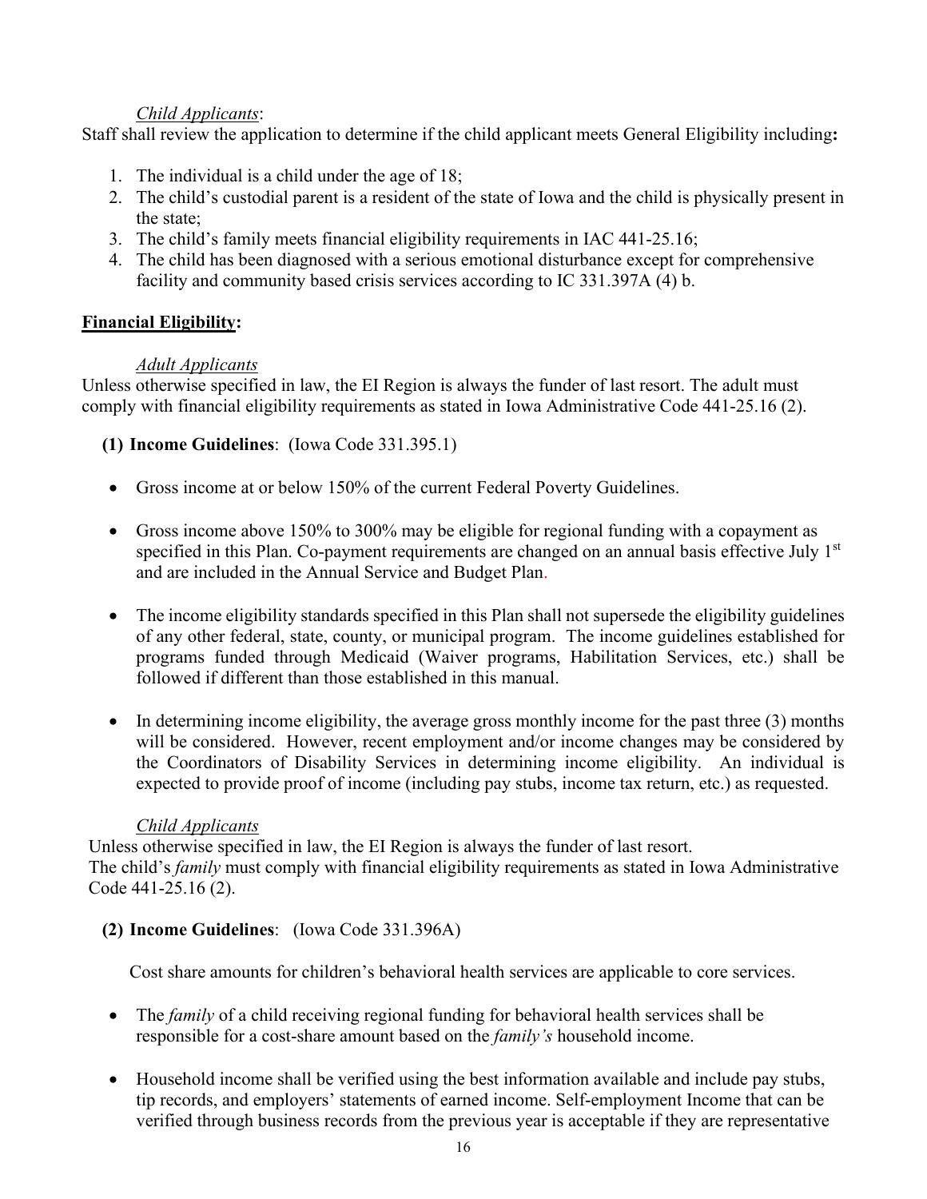*Child Applicants*:

Staff shall review the application to determine if the child applicant meets General Eligibility including**:**

1. The individual is a child under the age of 18;
2. The child's custodial parent is a resident of the state of Iowa and the child is physically present in the state;
3. The child's family meets financial eligibility requirements in IAC 441-25.16;
4. The child has been diagnosed with a serious emotional disturbance except for comprehensive facility and community based crisis services according to IC 331.397A (4) b.

**Financial Eligibility:**

*Adult Applicants*

Unless otherwise specified in law, the EI Region is always the funder of last resort. The adult must comply with financial eligibility requirements as stated in Iowa Administrative Code 441-25.16 (2).

**(1) Income Guidelines**: (Iowa Code 331.395.1)

- Gross income at or below 150% of the current Federal Poverty Guidelines.
- Gross income above 150% to 300% may be eligible for regional funding with a copayment as specified in this Plan. Co-payment requirements are changed on an annual basis effective July 1st and are included in the Annual Service and Budget Plan.
- The income eligibility standards specified in this Plan shall not supersede the eligibility guidelines of any other federal, state, county, or municipal program. The income guidelines established for programs funded through Medicaid (Waiver programs, Habilitation Services, etc.) shall be followed if different than those established in this manual.
- In determining income eligibility, the average gross monthly income for the past three (3) months will be considered. However, recent employment and/or income changes may be considered by the Coordinators of Disability Services in determining income eligibility. An individual is expected to provide proof of income (including pay stubs, income tax return, etc.) as requested.

*Child Applicants*

Unless otherwise specified in law, the EI Region is always the funder of last resort.
The child's *family* must comply with financial eligibility requirements as stated in Iowa Administrative Code 441-25.16 (2).

**(2) Income Guidelines**: (Iowa Code 331.396A)

Cost share amounts for children's behavioral health services are applicable to core services.

- The *family* of a child receiving regional funding for behavioral health services shall be responsible for a cost-share amount based on the *family's* household income.
- Household income shall be verified using the best information available and include pay stubs, tip records, and employers' statements of earned income. Self-employment Income that can be verified through business records from the previous year is acceptable if they are representative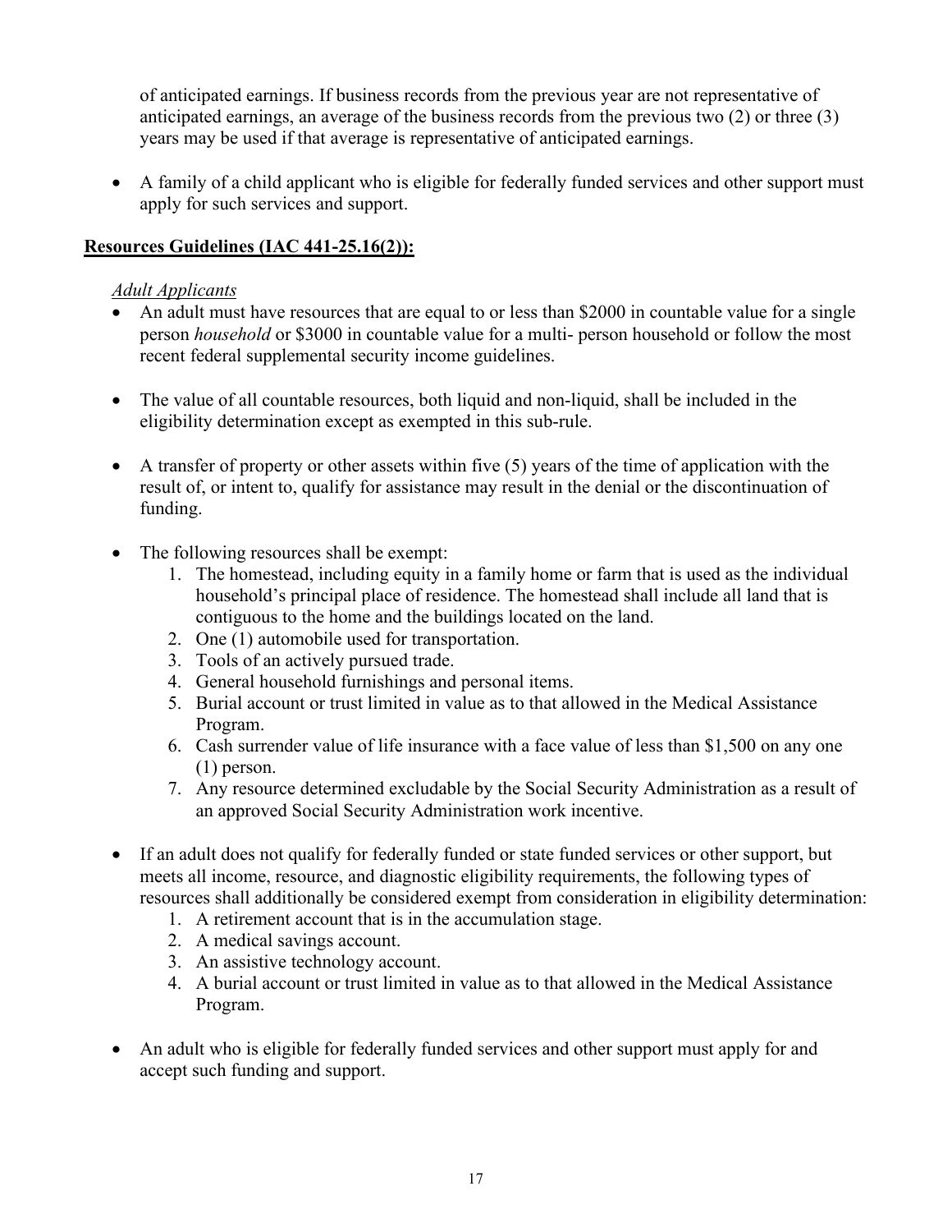of anticipated earnings. If business records from the previous year are not representative of anticipated earnings, an average of the business records from the previous two (2) or three (3) years may be used if that average is representative of anticipated earnings.

- A family of a child applicant who is eligible for federally funded services and other support must apply for such services and support.

**<u>Resources Guidelines (IAC 441-25.16(2)):</u>**

*<u>Adult Applicants</u>*

- An adult must have resources that are equal to or less than $2000 in countable value for a single person *household* or $3000 in countable value for a multi- person household or follow the most recent federal supplemental security income guidelines.

- The value of all countable resources, both liquid and non-liquid, shall be included in the eligibility determination except as exempted in this sub-rule.

- A transfer of property or other assets within five (5) years of the time of application with the result of, or intent to, qualify for assistance may result in the denial or the discontinuation of funding.

- The following resources shall be exempt:
  1. The homestead, including equity in a family home or farm that is used as the individual household's principal place of residence. The homestead shall include all land that is contiguous to the home and the buildings located on the land.
  2. One (1) automobile used for transportation.
  3. Tools of an actively pursued trade.
  4. General household furnishings and personal items.
  5. Burial account or trust limited in value as to that allowed in the Medical Assistance Program.
  6. Cash surrender value of life insurance with a face value of less than $1,500 on any one (1) person.
  7. Any resource determined excludable by the Social Security Administration as a result of an approved Social Security Administration work incentive.

- If an adult does not qualify for federally funded or state funded services or other support, but meets all income, resource, and diagnostic eligibility requirements, the following types of resources shall additionally be considered exempt from consideration in eligibility determination:
  1. A retirement account that is in the accumulation stage.
  2. A medical savings account.
  3. An assistive technology account.
  4. A burial account or trust limited in value as to that allowed in the Medical Assistance Program.

- An adult who is eligible for federally funded services and other support must apply for and accept such funding and support.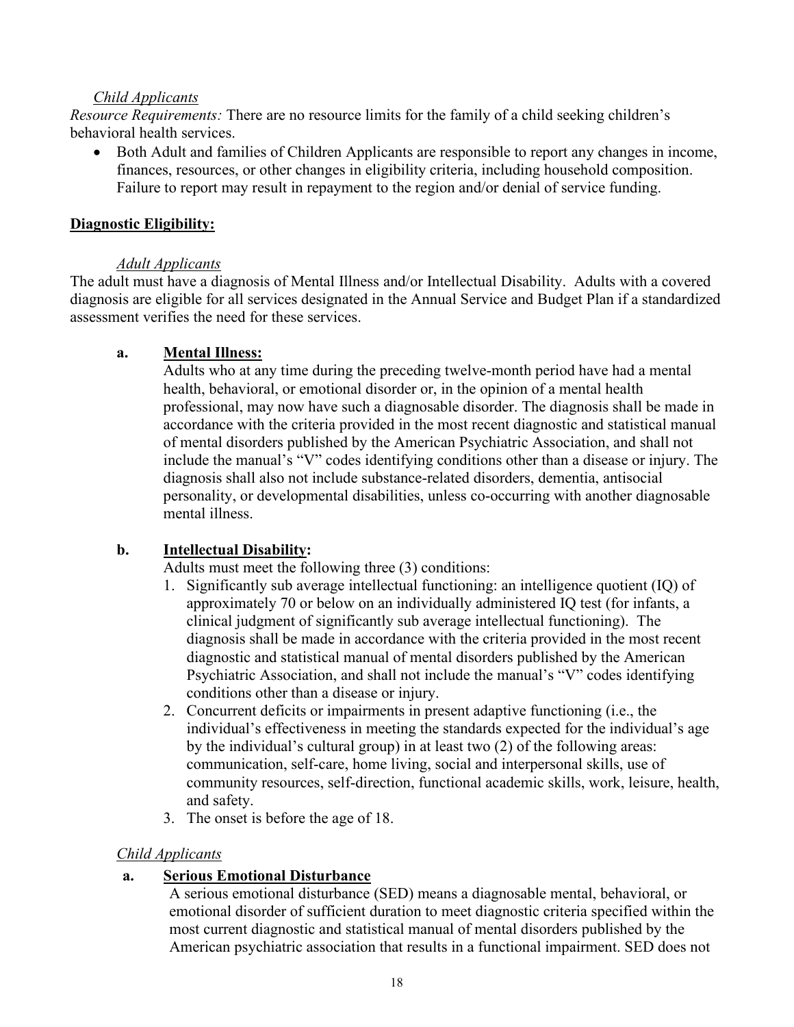*Child Applicants*

*Resource Requirements:* There are no resource limits for the family of a child seeking children's behavioral health services.

- Both Adult and families of Children Applicants are responsible to report any changes in income, finances, resources, or other changes in eligibility criteria, including household composition. Failure to report may result in repayment to the region and/or denial of service funding.

**Diagnostic Eligibility:**

*Adult Applicants*

The adult must have a diagnosis of Mental Illness and/or Intellectual Disability. Adults with a covered diagnosis are eligible for all services designated in the Annual Service and Budget Plan if a standardized assessment verifies the need for these services.

**a. Mental Illness:**

Adults who at any time during the preceding twelve-month period have had a mental health, behavioral, or emotional disorder or, in the opinion of a mental health professional, may now have such a diagnosable disorder. The diagnosis shall be made in accordance with the criteria provided in the most recent diagnostic and statistical manual of mental disorders published by the American Psychiatric Association, and shall not include the manual's "V" codes identifying conditions other than a disease or injury. The diagnosis shall also not include substance-related disorders, dementia, antisocial personality, or developmental disabilities, unless co-occurring with another diagnosable mental illness.

**b. Intellectual Disability:**

Adults must meet the following three (3) conditions:

1. Significantly sub average intellectual functioning: an intelligence quotient (IQ) of approximately 70 or below on an individually administered IQ test (for infants, a clinical judgment of significantly sub average intellectual functioning). The diagnosis shall be made in accordance with the criteria provided in the most recent diagnostic and statistical manual of mental disorders published by the American Psychiatric Association, and shall not include the manual's "V" codes identifying conditions other than a disease or injury.
2. Concurrent deficits or impairments in present adaptive functioning (i.e., the individual's effectiveness in meeting the standards expected for the individual's age by the individual's cultural group) in at least two (2) of the following areas: communication, self-care, home living, social and interpersonal skills, use of community resources, self-direction, functional academic skills, work, leisure, health, and safety.
3. The onset is before the age of 18.

*Child Applicants*

**a. Serious Emotional Disturbance**

A serious emotional disturbance (SED) means a diagnosable mental, behavioral, or emotional disorder of sufficient duration to meet diagnostic criteria specified within the most current diagnostic and statistical manual of mental disorders published by the American psychiatric association that results in a functional impairment. SED does not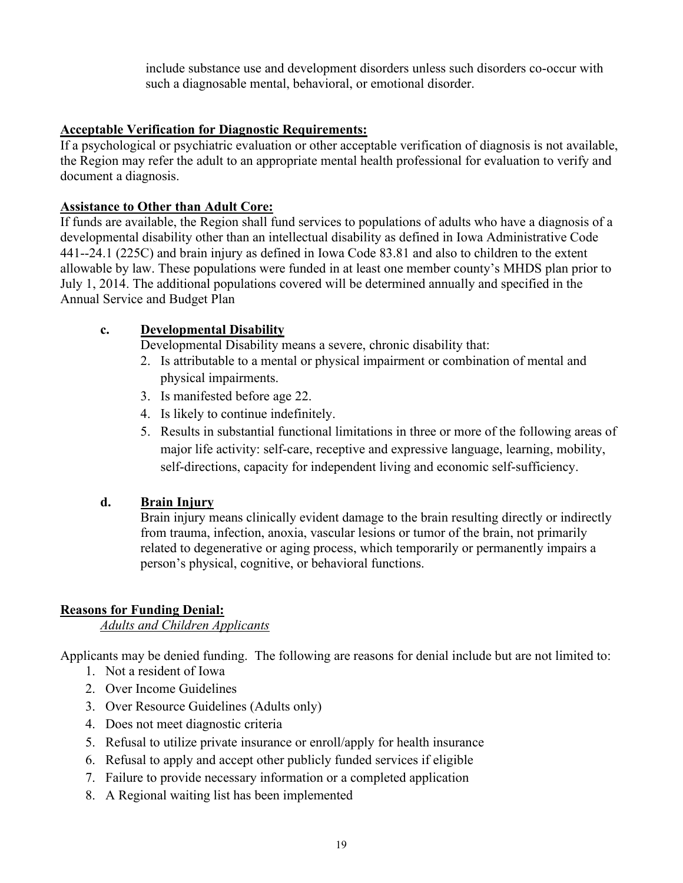include substance use and development disorders unless such disorders co-occur with such a diagnosable mental, behavioral, or emotional disorder.

**Acceptable Verification for Diagnostic Requirements:**

If a psychological or psychiatric evaluation or other acceptable verification of diagnosis is not available, the Region may refer the adult to an appropriate mental health professional for evaluation to verify and document a diagnosis.

**Assistance to Other than Adult Core:**

If funds are available, the Region shall fund services to populations of adults who have a diagnosis of a developmental disability other than an intellectual disability as defined in Iowa Administrative Code 441--24.1 (225C) and brain injury as defined in Iowa Code 83.81 and also to children to the extent allowable by law. These populations were funded in at least one member county's MHDS plan prior to July 1, 2014. The additional populations covered will be determined annually and specified in the Annual Service and Budget Plan

**c. Developmental Disability**

Developmental Disability means a severe, chronic disability that:

2. Is attributable to a mental or physical impairment or combination of mental and physical impairments.
3. Is manifested before age 22.
4. Is likely to continue indefinitely.
5. Results in substantial functional limitations in three or more of the following areas of major life activity: self-care, receptive and expressive language, learning, mobility, self-directions, capacity for independent living and economic self-sufficiency.

**d. Brain Injury**

Brain injury means clinically evident damage to the brain resulting directly or indirectly from trauma, infection, anoxia, vascular lesions or tumor of the brain, not primarily related to degenerative or aging process, which temporarily or permanently impairs a person's physical, cognitive, or behavioral functions.

**Reasons for Funding Denial:**

*Adults and Children Applicants*

Applicants may be denied funding. The following are reasons for denial include but are not limited to:

1. Not a resident of Iowa
2. Over Income Guidelines
3. Over Resource Guidelines (Adults only)
4. Does not meet diagnostic criteria
5. Refusal to utilize private insurance or enroll/apply for health insurance
6. Refusal to apply and accept other publicly funded services if eligible
7. Failure to provide necessary information or a completed application
8. A Regional waiting list has been implemented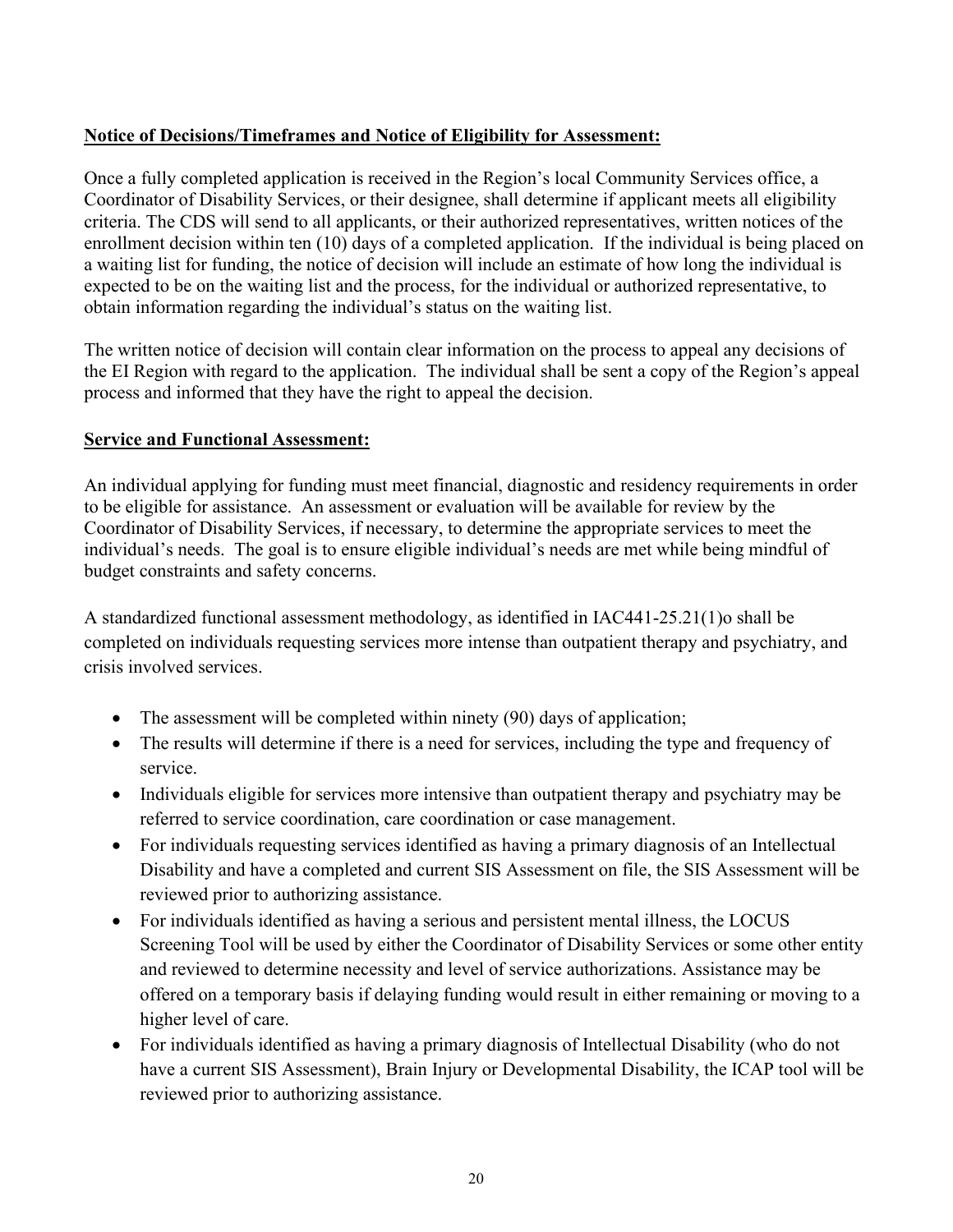**Notice of Decisions/Timeframes and Notice of Eligibility for Assessment:**

Once a fully completed application is received in the Region's local Community Services office, a Coordinator of Disability Services, or their designee, shall determine if applicant meets all eligibility criteria. The CDS will send to all applicants, or their authorized representatives, written notices of the enrollment decision within ten (10) days of a completed application. If the individual is being placed on a waiting list for funding, the notice of decision will include an estimate of how long the individual is expected to be on the waiting list and the process, for the individual or authorized representative, to obtain information regarding the individual's status on the waiting list.

The written notice of decision will contain clear information on the process to appeal any decisions of the EI Region with regard to the application. The individual shall be sent a copy of the Region's appeal process and informed that they have the right to appeal the decision.

**Service and Functional Assessment:**

An individual applying for funding must meet financial, diagnostic and residency requirements in order to be eligible for assistance. An assessment or evaluation will be available for review by the Coordinator of Disability Services, if necessary, to determine the appropriate services to meet the individual's needs. The goal is to ensure eligible individual's needs are met while being mindful of budget constraints and safety concerns.

A standardized functional assessment methodology, as identified in IAC441-25.21(1)o shall be completed on individuals requesting services more intense than outpatient therapy and psychiatry, and crisis involved services.

- The assessment will be completed within ninety (90) days of application;
- The results will determine if there is a need for services, including the type and frequency of service.
- Individuals eligible for services more intensive than outpatient therapy and psychiatry may be referred to service coordination, care coordination or case management.
- For individuals requesting services identified as having a primary diagnosis of an Intellectual Disability and have a completed and current SIS Assessment on file, the SIS Assessment will be reviewed prior to authorizing assistance.
- For individuals identified as having a serious and persistent mental illness, the LOCUS Screening Tool will be used by either the Coordinator of Disability Services or some other entity and reviewed to determine necessity and level of service authorizations. Assistance may be offered on a temporary basis if delaying funding would result in either remaining or moving to a higher level of care.
- For individuals identified as having a primary diagnosis of Intellectual Disability (who do not have a current SIS Assessment), Brain Injury or Developmental Disability, the ICAP tool will be reviewed prior to authorizing assistance.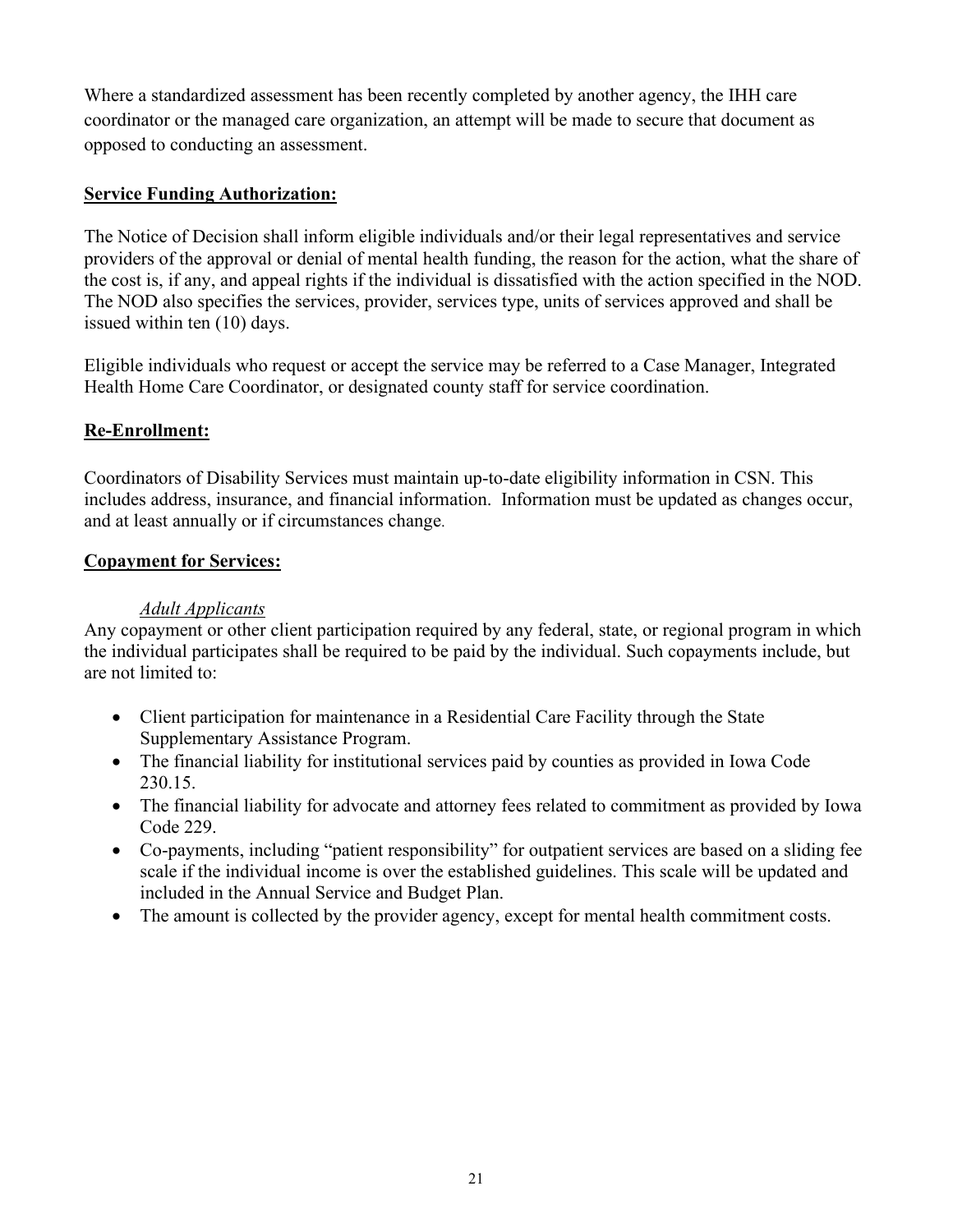Where a standardized assessment has been recently completed by another agency, the IHH care coordinator or the managed care organization, an attempt will be made to secure that document as opposed to conducting an assessment.

**Service Funding Authorization:**

The Notice of Decision shall inform eligible individuals and/or their legal representatives and service providers of the approval or denial of mental health funding, the reason for the action, what the share of the cost is, if any, and appeal rights if the individual is dissatisfied with the action specified in the NOD. The NOD also specifies the services, provider, services type, units of services approved and shall be issued within ten (10) days.

Eligible individuals who request or accept the service may be referred to a Case Manager, Integrated Health Home Care Coordinator, or designated county staff for service coordination.

**Re-Enrollment:**

Coordinators of Disability Services must maintain up-to-date eligibility information in CSN. This includes address, insurance, and financial information. Information must be updated as changes occur, and at least annually or if circumstances change.

**Copayment for Services:**

*Adult Applicants*

Any copayment or other client participation required by any federal, state, or regional program in which the individual participates shall be required to be paid by the individual. Such copayments include, but are not limited to:

- Client participation for maintenance in a Residential Care Facility through the State Supplementary Assistance Program.
- The financial liability for institutional services paid by counties as provided in Iowa Code 230.15.
- The financial liability for advocate and attorney fees related to commitment as provided by Iowa Code 229.
- Co-payments, including "patient responsibility" for outpatient services are based on a sliding fee scale if the individual income is over the established guidelines. This scale will be updated and included in the Annual Service and Budget Plan.
- The amount is collected by the provider agency, except for mental health commitment costs.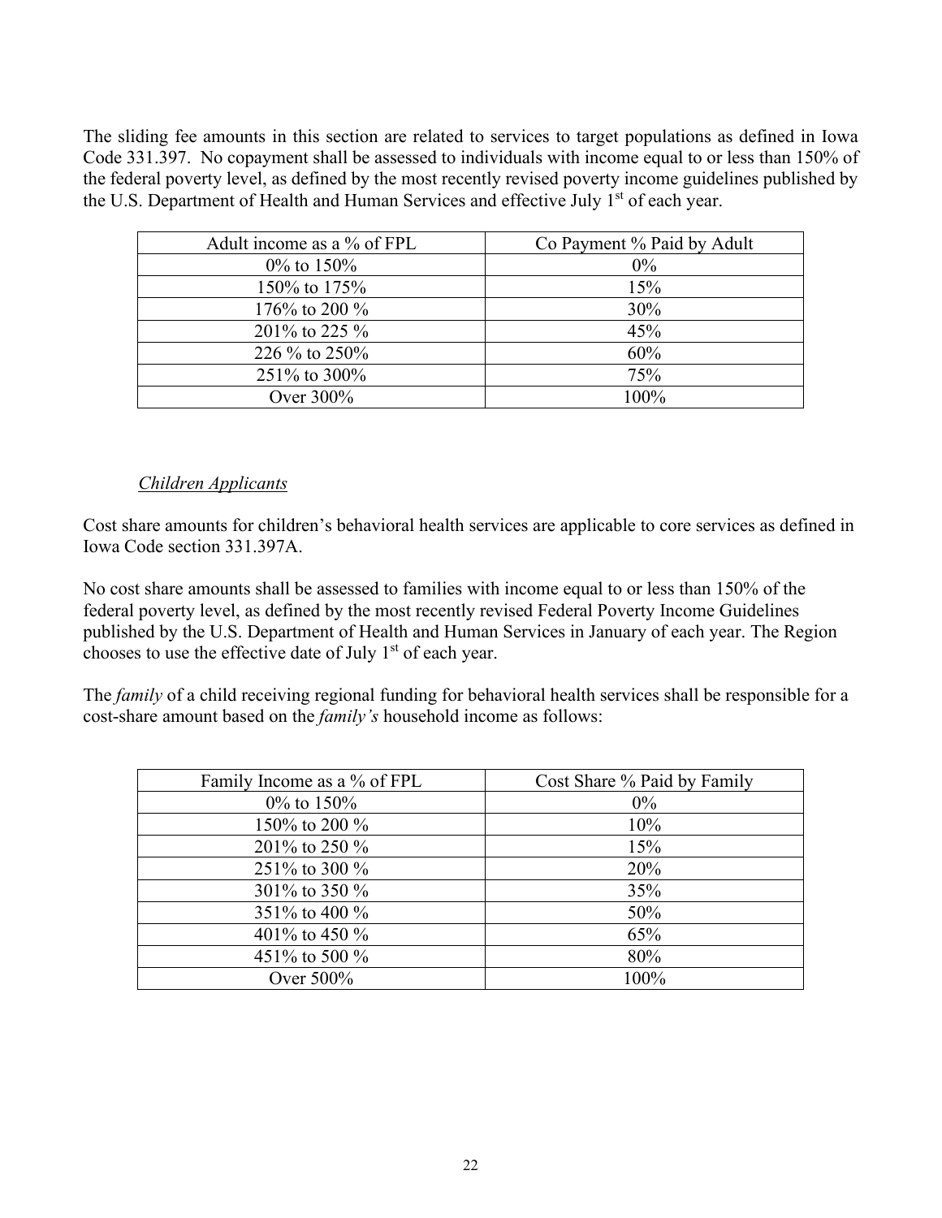The sliding fee amounts in this section are related to services to target populations as defined in Iowa Code 331.397. No copayment shall be assessed to individuals with income equal to or less than 150% of the federal poverty level, as defined by the most recently revised poverty income guidelines published by the U.S. Department of Health and Human Services and effective July 1st of each year.

| Adult income as a % of FPL | Co Payment % Paid by Adult |
|---|---|
| 0% to 150% | 0% |
| 150% to 175% | 15% |
| 176% to 200 % | 30% |
| 201% to 225 % | 45% |
| 226 % to 250% | 60% |
| 251% to 300% | 75% |
| Over 300% | 100% |

*Children Applicants*

Cost share amounts for children's behavioral health services are applicable to core services as defined in Iowa Code section 331.397A.

No cost share amounts shall be assessed to families with income equal to or less than 150% of the federal poverty level, as defined by the most recently revised Federal Poverty Income Guidelines published by the U.S. Department of Health and Human Services in January of each year. The Region chooses to use the effective date of July 1st of each year.

The *family* of a child receiving regional funding for behavioral health services shall be responsible for a cost-share amount based on the *family's* household income as follows:

| Family Income as a % of FPL | Cost Share % Paid by Family |
|---|---|
| 0% to 150% | 0% |
| 150% to 200 % | 10% |
| 201% to 250 % | 15% |
| 251% to 300 % | 20% |
| 301% to 350 % | 35% |
| 351% to 400 % | 50% |
| 401% to 450 % | 65% |
| 451% to 500 % | 80% |
| Over 500% | 100% |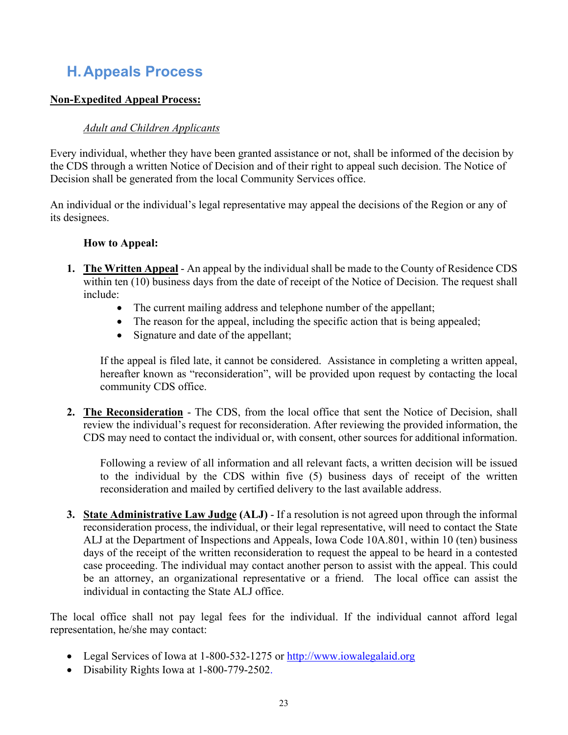## H. Appeals Process

**<u>Non-Expedited Appeal Process:</u>**

*<u>Adult and Children Applicants</u>*

Every individual, whether they have been granted assistance or not, shall be informed of the decision by the CDS through a written Notice of Decision and of their right to appeal such decision. The Notice of Decision shall be generated from the local Community Services office.

An individual or the individual's legal representative may appeal the decisions of the Region or any of its designees.

**How to Appeal:**

1. **<u>The Written Appeal</u>** - An appeal by the individual shall be made to the County of Residence CDS within ten (10) business days from the date of receipt of the Notice of Decision. The request shall include:
   - The current mailing address and telephone number of the appellant;
   - The reason for the appeal, including the specific action that is being appealed;
   - Signature and date of the appellant;

   If the appeal is filed late, it cannot be considered. Assistance in completing a written appeal, hereafter known as "reconsideration", will be provided upon request by contacting the local community CDS office.

2. **<u>The Reconsideration</u>** - The CDS, from the local office that sent the Notice of Decision, shall review the individual's request for reconsideration. After reviewing the provided information, the CDS may need to contact the individual or, with consent, other sources for additional information.

   Following a review of all information and all relevant facts, a written decision will be issued to the individual by the CDS within five (5) business days of receipt of the written reconsideration and mailed by certified delivery to the last available address.

3. **<u>State Administrative Law Judge</u> (ALJ)** - If a resolution is not agreed upon through the informal reconsideration process, the individual, or their legal representative, will need to contact the State ALJ at the Department of Inspections and Appeals, Iowa Code 10A.801, within 10 (ten) business days of the receipt of the written reconsideration to request the appeal to be heard in a contested case proceeding. The individual may contact another person to assist with the appeal. This could be an attorney, an organizational representative or a friend. The local office can assist the individual in contacting the State ALJ office.

The local office shall not pay legal fees for the individual. If the individual cannot afford legal representation, he/she may contact:

- Legal Services of Iowa at 1-800-532-1275 or http://www.iowalegalaid.org
- Disability Rights Iowa at 1-800-779-2502.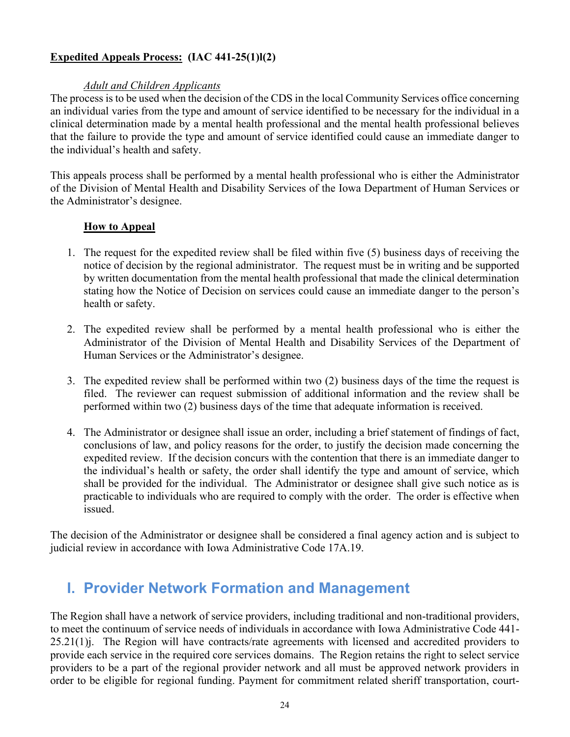**Expedited Appeals Process: (IAC 441-25(1)l(2)**

*Adult and Children Applicants*

The process is to be used when the decision of the CDS in the local Community Services office concerning an individual varies from the type and amount of service identified to be necessary for the individual in a clinical determination made by a mental health professional and the mental health professional believes that the failure to provide the type and amount of service identified could cause an immediate danger to the individual's health and safety.

This appeals process shall be performed by a mental health professional who is either the Administrator of the Division of Mental Health and Disability Services of the Iowa Department of Human Services or the Administrator's designee.

**How to Appeal**

1. The request for the expedited review shall be filed within five (5) business days of receiving the notice of decision by the regional administrator. The request must be in writing and be supported by written documentation from the mental health professional that made the clinical determination stating how the Notice of Decision on services could cause an immediate danger to the person's health or safety.

2. The expedited review shall be performed by a mental health professional who is either the Administrator of the Division of Mental Health and Disability Services of the Department of Human Services or the Administrator's designee.

3. The expedited review shall be performed within two (2) business days of the time the request is filed. The reviewer can request submission of additional information and the review shall be performed within two (2) business days of the time that adequate information is received.

4. The Administrator or designee shall issue an order, including a brief statement of findings of fact, conclusions of law, and policy reasons for the order, to justify the decision made concerning the expedited review. If the decision concurs with the contention that there is an immediate danger to the individual's health or safety, the order shall identify the type and amount of service, which shall be provided for the individual. The Administrator or designee shall give such notice as is practicable to individuals who are required to comply with the order. The order is effective when issued.

The decision of the Administrator or designee shall be considered a final agency action and is subject to judicial review in accordance with Iowa Administrative Code 17A.19.

## I. Provider Network Formation and Management

The Region shall have a network of service providers, including traditional and non-traditional providers, to meet the continuum of service needs of individuals in accordance with Iowa Administrative Code 441-25.21(1)j. The Region will have contracts/rate agreements with licensed and accredited providers to provide each service in the required core services domains. The Region retains the right to select service providers to be a part of the regional provider network and all must be approved network providers in order to be eligible for regional funding. Payment for commitment related sheriff transportation, court-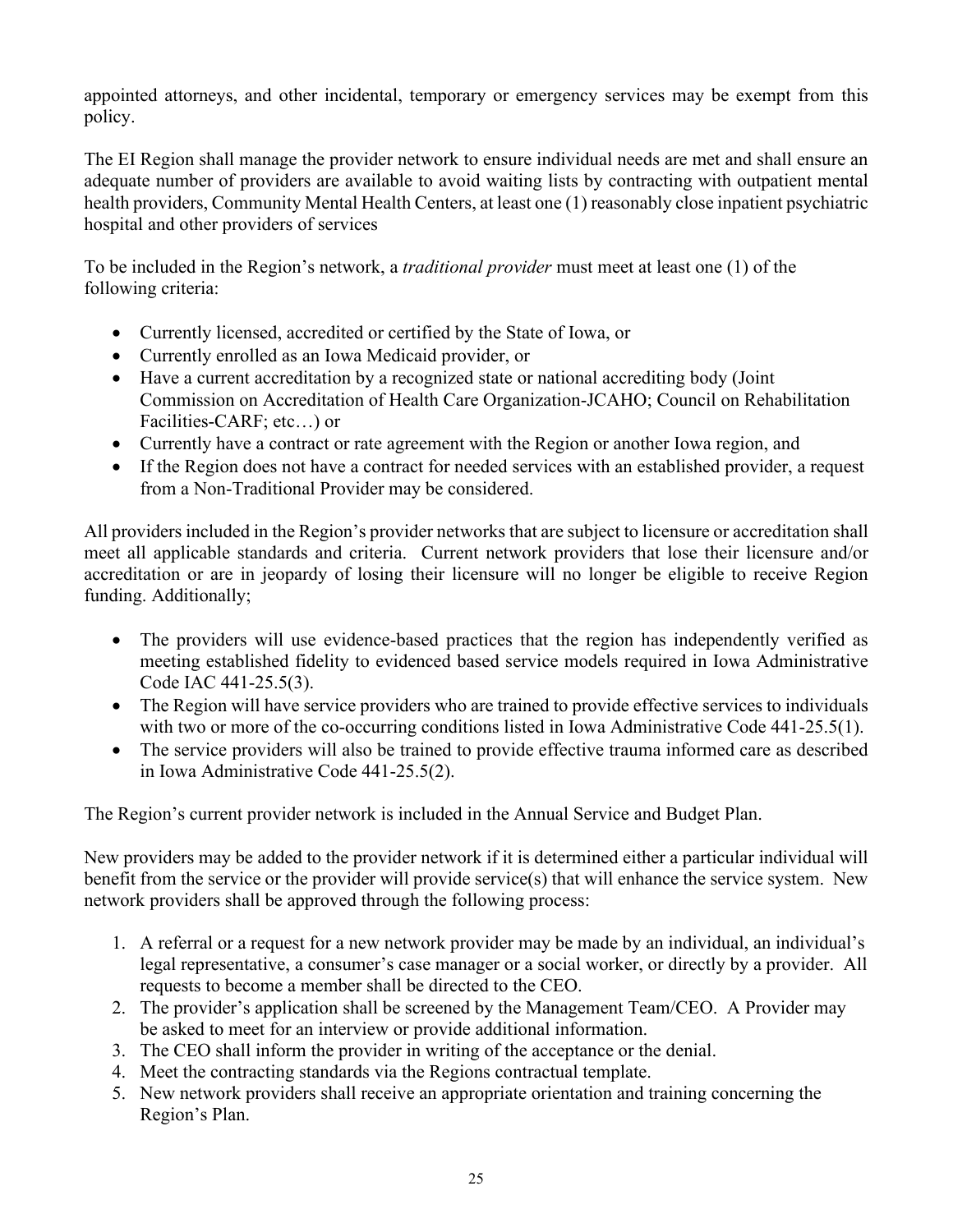appointed attorneys, and other incidental, temporary or emergency services may be exempt from this policy.

The EI Region shall manage the provider network to ensure individual needs are met and shall ensure an adequate number of providers are available to avoid waiting lists by contracting with outpatient mental health providers, Community Mental Health Centers, at least one (1) reasonably close inpatient psychiatric hospital and other providers of services

To be included in the Region's network, a *traditional provider* must meet at least one (1) of the following criteria:

- Currently licensed, accredited or certified by the State of Iowa, or
- Currently enrolled as an Iowa Medicaid provider, or
- Have a current accreditation by a recognized state or national accrediting body (Joint Commission on Accreditation of Health Care Organization-JCAHO; Council on Rehabilitation Facilities-CARF; etc…) or
- Currently have a contract or rate agreement with the Region or another Iowa region, and
- If the Region does not have a contract for needed services with an established provider, a request from a Non-Traditional Provider may be considered.

All providers included in the Region's provider networks that are subject to licensure or accreditation shall meet all applicable standards and criteria. Current network providers that lose their licensure and/or accreditation or are in jeopardy of losing their licensure will no longer be eligible to receive Region funding. Additionally;

- The providers will use evidence-based practices that the region has independently verified as meeting established fidelity to evidenced based service models required in Iowa Administrative Code IAC 441-25.5(3).
- The Region will have service providers who are trained to provide effective services to individuals with two or more of the co-occurring conditions listed in Iowa Administrative Code 441-25.5(1).
- The service providers will also be trained to provide effective trauma informed care as described in Iowa Administrative Code 441-25.5(2).

The Region's current provider network is included in the Annual Service and Budget Plan.

New providers may be added to the provider network if it is determined either a particular individual will benefit from the service or the provider will provide service(s) that will enhance the service system. New network providers shall be approved through the following process:

1. A referral or a request for a new network provider may be made by an individual, an individual's legal representative, a consumer's case manager or a social worker, or directly by a provider. All requests to become a member shall be directed to the CEO.
2. The provider's application shall be screened by the Management Team/CEO. A Provider may be asked to meet for an interview or provide additional information.
3. The CEO shall inform the provider in writing of the acceptance or the denial.
4. Meet the contracting standards via the Regions contractual template.
5. New network providers shall receive an appropriate orientation and training concerning the Region's Plan.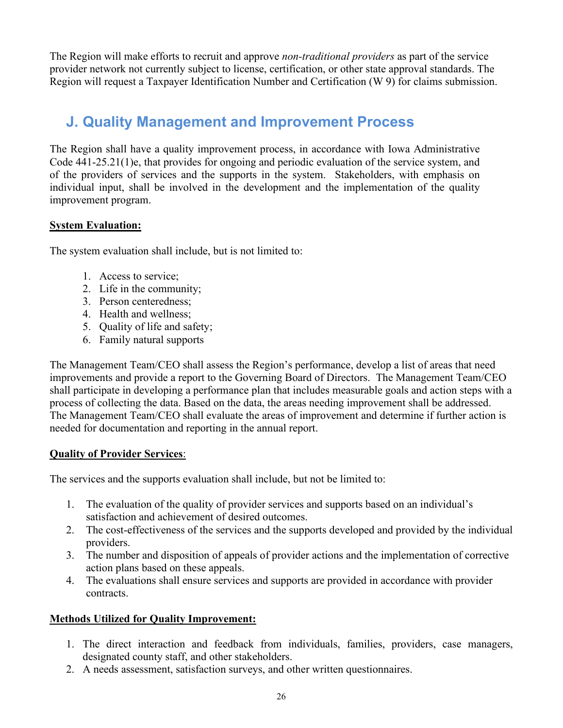The Region will make efforts to recruit and approve *non-traditional providers* as part of the service provider network not currently subject to license, certification, or other state approval standards. The Region will request a Taxpayer Identification Number and Certification (W 9) for claims submission.

## J. Quality Management and Improvement Process

The Region shall have a quality improvement process, in accordance with Iowa Administrative Code 441-25.21(1)e, that provides for ongoing and periodic evaluation of the service system, and of the providers of services and the supports in the system. Stakeholders, with emphasis on individual input, shall be involved in the development and the implementation of the quality improvement program.

**System Evaluation:**

The system evaluation shall include, but is not limited to:

1. Access to service;
2. Life in the community;
3. Person centeredness;
4. Health and wellness;
5. Quality of life and safety;
6. Family natural supports

The Management Team/CEO shall assess the Region's performance, develop a list of areas that need improvements and provide a report to the Governing Board of Directors. The Management Team/CEO shall participate in developing a performance plan that includes measurable goals and action steps with a process of collecting the data. Based on the data, the areas needing improvement shall be addressed. The Management Team/CEO shall evaluate the areas of improvement and determine if further action is needed for documentation and reporting in the annual report.

**Quality of Provider Services**:

The services and the supports evaluation shall include, but not be limited to:

1. The evaluation of the quality of provider services and supports based on an individual's satisfaction and achievement of desired outcomes.
2. The cost-effectiveness of the services and the supports developed and provided by the individual providers.
3. The number and disposition of appeals of provider actions and the implementation of corrective action plans based on these appeals.
4. The evaluations shall ensure services and supports are provided in accordance with provider contracts.

**Methods Utilized for Quality Improvement:**

1. The direct interaction and feedback from individuals, families, providers, case managers, designated county staff, and other stakeholders.
2. A needs assessment, satisfaction surveys, and other written questionnaires.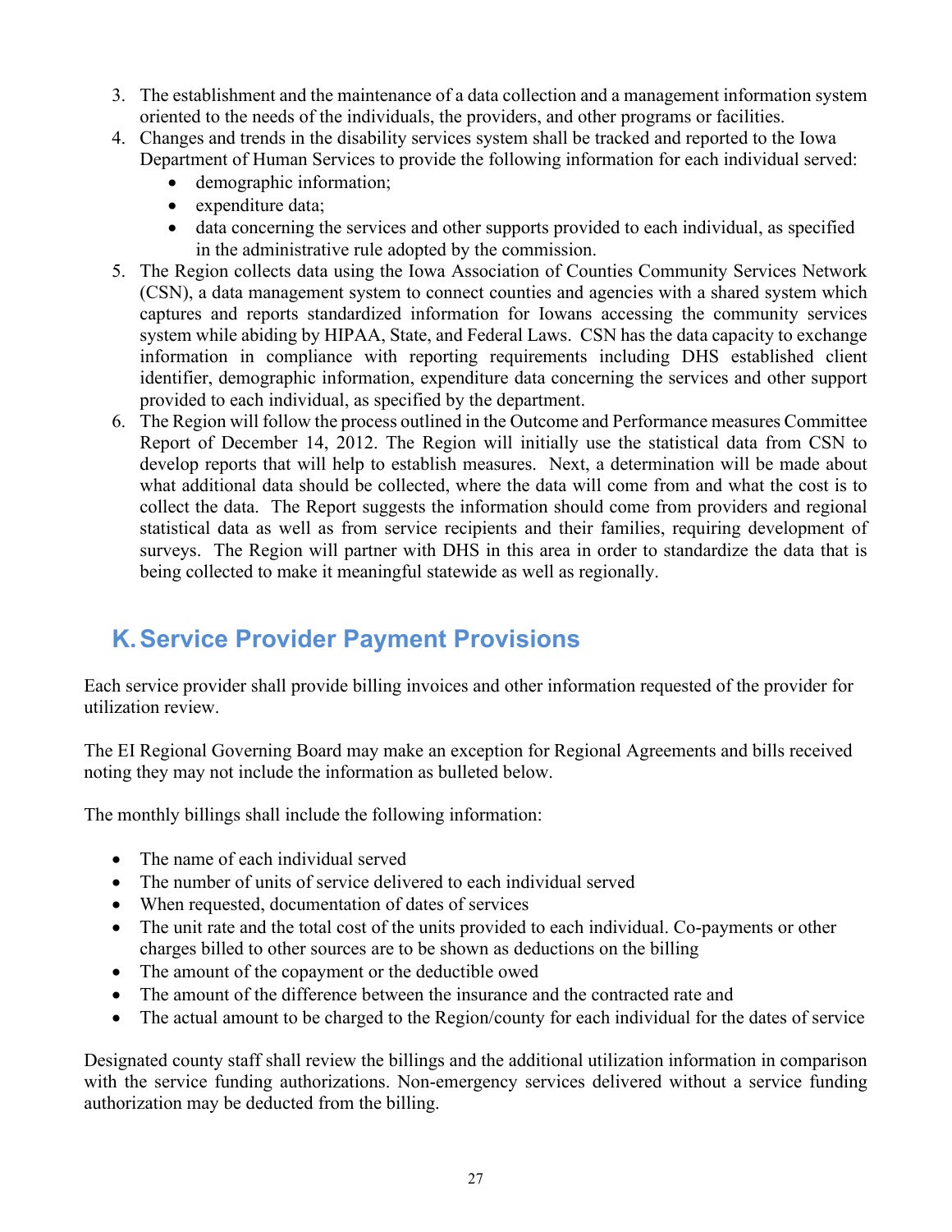3. The establishment and the maintenance of a data collection and a management information system oriented to the needs of the individuals, the providers, and other programs or facilities.
4. Changes and trends in the disability services system shall be tracked and reported to the Iowa Department of Human Services to provide the following information for each individual served:
   - demographic information;
   - expenditure data;
   - data concerning the services and other supports provided to each individual, as specified in the administrative rule adopted by the commission.
5. The Region collects data using the Iowa Association of Counties Community Services Network (CSN), a data management system to connect counties and agencies with a shared system which captures and reports standardized information for Iowans accessing the community services system while abiding by HIPAA, State, and Federal Laws. CSN has the data capacity to exchange information in compliance with reporting requirements including DHS established client identifier, demographic information, expenditure data concerning the services and other support provided to each individual, as specified by the department.
6. The Region will follow the process outlined in the Outcome and Performance measures Committee Report of December 14, 2012. The Region will initially use the statistical data from CSN to develop reports that will help to establish measures. Next, a determination will be made about what additional data should be collected, where the data will come from and what the cost is to collect the data. The Report suggests the information should come from providers and regional statistical data as well as from service recipients and their families, requiring development of surveys. The Region will partner with DHS in this area in order to standardize the data that is being collected to make it meaningful statewide as well as regionally.

## K. Service Provider Payment Provisions

Each service provider shall provide billing invoices and other information requested of the provider for utilization review.

The EI Regional Governing Board may make an exception for Regional Agreements and bills received noting they may not include the information as bulleted below.

The monthly billings shall include the following information:

- The name of each individual served
- The number of units of service delivered to each individual served
- When requested, documentation of dates of services
- The unit rate and the total cost of the units provided to each individual. Co-payments or other charges billed to other sources are to be shown as deductions on the billing
- The amount of the copayment or the deductible owed
- The amount of the difference between the insurance and the contracted rate and
- The actual amount to be charged to the Region/county for each individual for the dates of service

Designated county staff shall review the billings and the additional utilization information in comparison with the service funding authorizations. Non-emergency services delivered without a service funding authorization may be deducted from the billing.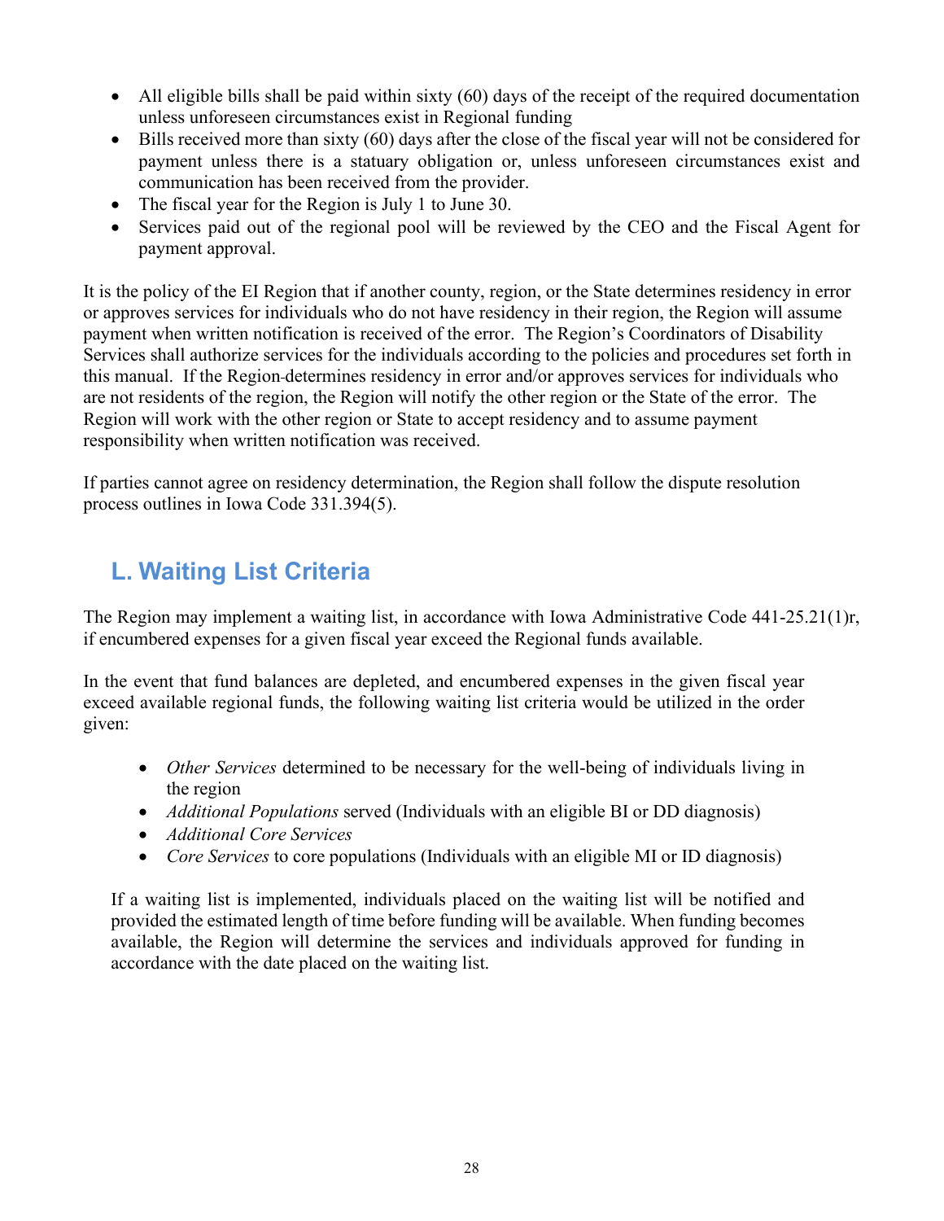- All eligible bills shall be paid within sixty (60) days of the receipt of the required documentation unless unforeseen circumstances exist in Regional funding
- Bills received more than sixty (60) days after the close of the fiscal year will not be considered for payment unless there is a statuary obligation or, unless unforeseen circumstances exist and communication has been received from the provider.
- The fiscal year for the Region is July 1 to June 30.
- Services paid out of the regional pool will be reviewed by the CEO and the Fiscal Agent for payment approval.

It is the policy of the EI Region that if another county, region, or the State determines residency in error or approves services for individuals who do not have residency in their region, the Region will assume payment when written notification is received of the error. The Region's Coordinators of Disability Services shall authorize services for the individuals according to the policies and procedures set forth in this manual. If the Region determines residency in error and/or approves services for individuals who are not residents of the region, the Region will notify the other region or the State of the error. The Region will work with the other region or State to accept residency and to assume payment responsibility when written notification was received.

If parties cannot agree on residency determination, the Region shall follow the dispute resolution process outlines in Iowa Code 331.394(5).

## L. Waiting List Criteria

The Region may implement a waiting list, in accordance with Iowa Administrative Code 441-25.21(1)r, if encumbered expenses for a given fiscal year exceed the Regional funds available.

In the event that fund balances are depleted, and encumbered expenses in the given fiscal year exceed available regional funds, the following waiting list criteria would be utilized in the order given:

- *Other Services* determined to be necessary for the well-being of individuals living in the region
- *Additional Populations* served (Individuals with an eligible BI or DD diagnosis)
- *Additional Core Services*
- *Core Services* to core populations (Individuals with an eligible MI or ID diagnosis)

If a waiting list is implemented, individuals placed on the waiting list will be notified and provided the estimated length of time before funding will be available. When funding becomes available, the Region will determine the services and individuals approved for funding in accordance with the date placed on the waiting list.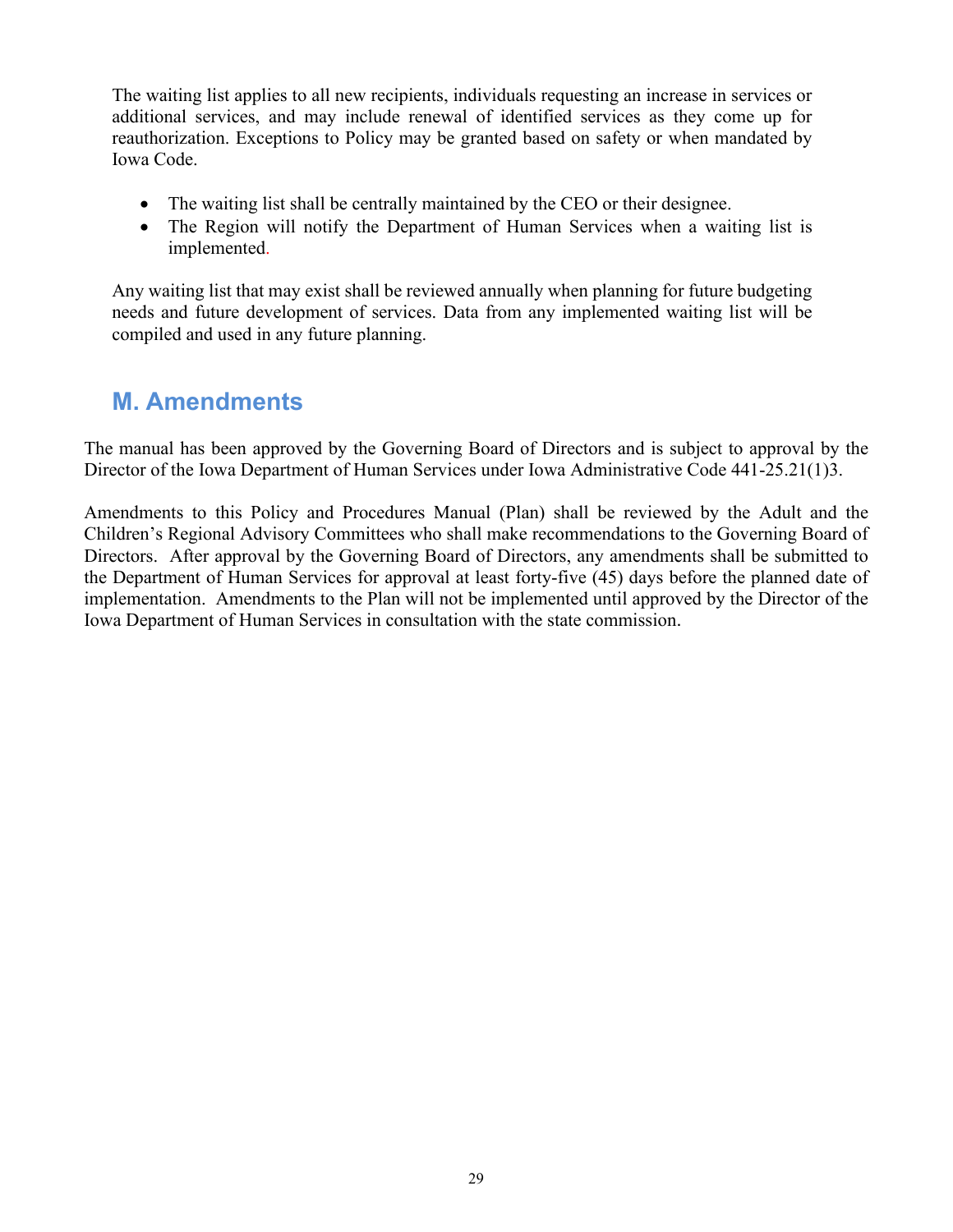The waiting list applies to all new recipients, individuals requesting an increase in services or additional services, and may include renewal of identified services as they come up for reauthorization. Exceptions to Policy may be granted based on safety or when mandated by Iowa Code.

- The waiting list shall be centrally maintained by the CEO or their designee.
- The Region will notify the Department of Human Services when a waiting list is implemented.

Any waiting list that may exist shall be reviewed annually when planning for future budgeting needs and future development of services. Data from any implemented waiting list will be compiled and used in any future planning.

## M. Amendments

The manual has been approved by the Governing Board of Directors and is subject to approval by the Director of the Iowa Department of Human Services under Iowa Administrative Code 441-25.21(1)3.

Amendments to this Policy and Procedures Manual (Plan) shall be reviewed by the Adult and the Children's Regional Advisory Committees who shall make recommendations to the Governing Board of Directors. After approval by the Governing Board of Directors, any amendments shall be submitted to the Department of Human Services for approval at least forty-five (45) days before the planned date of implementation. Amendments to the Plan will not be implemented until approved by the Director of the Iowa Department of Human Services in consultation with the state commission.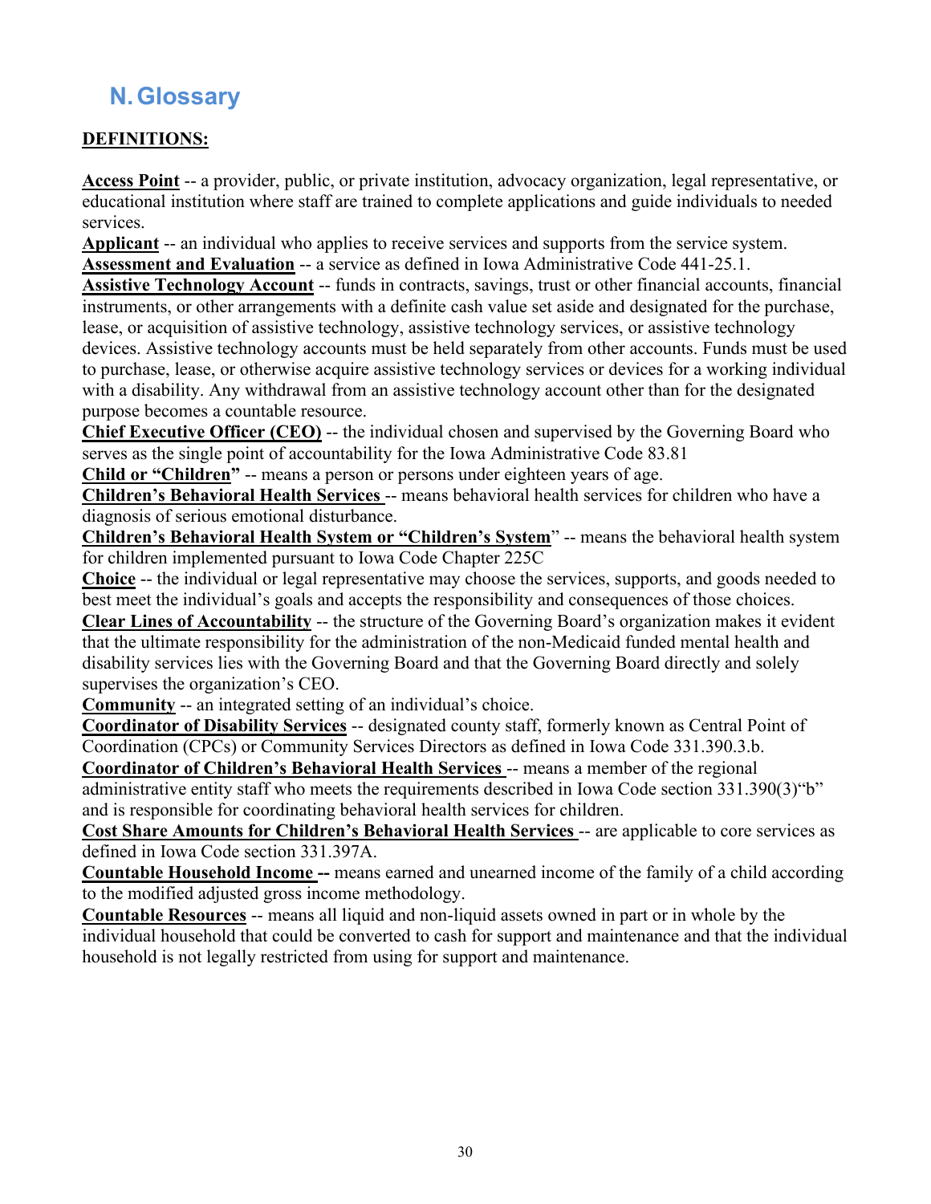## N. Glossary

**DEFINITIONS:**

**Access Point** -- a provider, public, or private institution, advocacy organization, legal representative, or educational institution where staff are trained to complete applications and guide individuals to needed services.

**Applicant** -- an individual who applies to receive services and supports from the service system.

**Assessment and Evaluation** -- a service as defined in Iowa Administrative Code 441-25.1.

**Assistive Technology Account** -- funds in contracts, savings, trust or other financial accounts, financial instruments, or other arrangements with a definite cash value set aside and designated for the purchase, lease, or acquisition of assistive technology, assistive technology services, or assistive technology devices. Assistive technology accounts must be held separately from other accounts. Funds must be used to purchase, lease, or otherwise acquire assistive technology services or devices for a working individual with a disability. Any withdrawal from an assistive technology account other than for the designated purpose becomes a countable resource.

**Chief Executive Officer (CEO)** -- the individual chosen and supervised by the Governing Board who serves as the single point of accountability for the Iowa Administrative Code 83.81

**Child or "Children"** -- means a person or persons under eighteen years of age.

**Children's Behavioral Health Services** -- means behavioral health services for children who have a diagnosis of serious emotional disturbance.

**Children's Behavioral Health System or "Children's System"** -- means the behavioral health system for children implemented pursuant to Iowa Code Chapter 225C

**Choice** -- the individual or legal representative may choose the services, supports, and goods needed to best meet the individual's goals and accepts the responsibility and consequences of those choices.

**Clear Lines of Accountability** -- the structure of the Governing Board's organization makes it evident that the ultimate responsibility for the administration of the non-Medicaid funded mental health and disability services lies with the Governing Board and that the Governing Board directly and solely supervises the organization's CEO.

**Community** -- an integrated setting of an individual's choice.

**Coordinator of Disability Services** -- designated county staff, formerly known as Central Point of Coordination (CPCs) or Community Services Directors as defined in Iowa Code 331.390.3.b.

**Coordinator of Children's Behavioral Health Services** -- means a member of the regional administrative entity staff who meets the requirements described in Iowa Code section 331.390(3)"b" and is responsible for coordinating behavioral health services for children.

**Cost Share Amounts for Children's Behavioral Health Services** -- are applicable to core services as defined in Iowa Code section 331.397A.

**Countable Household Income --** means earned and unearned income of the family of a child according to the modified adjusted gross income methodology.

**Countable Resources** -- means all liquid and non-liquid assets owned in part or in whole by the individual household that could be converted to cash for support and maintenance and that the individual household is not legally restricted from using for support and maintenance.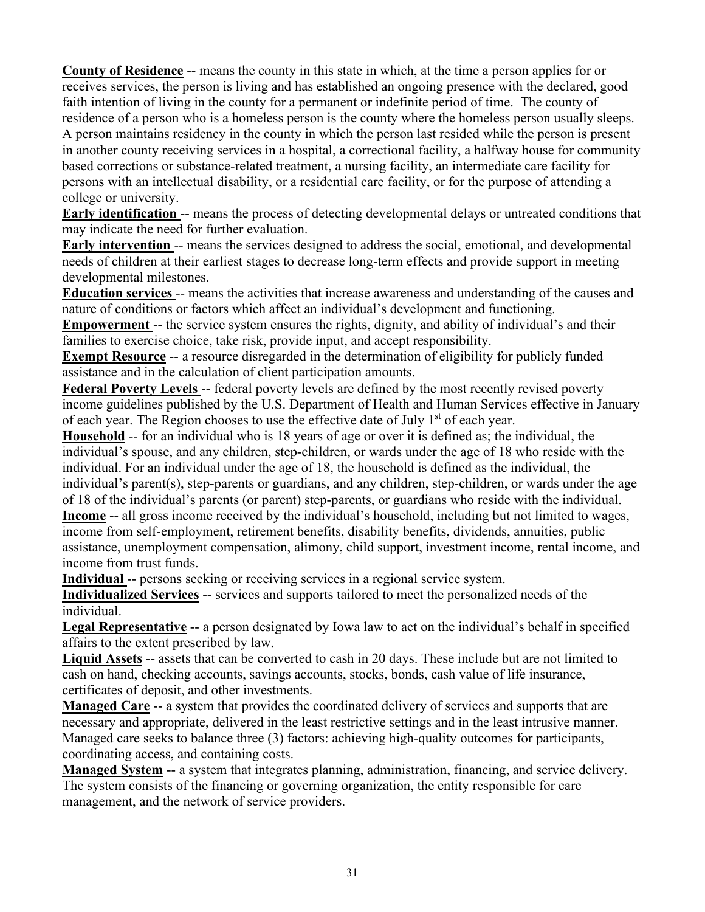**County of Residence** -- means the county in this state in which, at the time a person applies for or receives services, the person is living and has established an ongoing presence with the declared, good faith intention of living in the county for a permanent or indefinite period of time. The county of residence of a person who is a homeless person is the county where the homeless person usually sleeps. A person maintains residency in the county in which the person last resided while the person is present in another county receiving services in a hospital, a correctional facility, a halfway house for community based corrections or substance-related treatment, a nursing facility, an intermediate care facility for persons with an intellectual disability, or a residential care facility, or for the purpose of attending a college or university.

**Early identification** -- means the process of detecting developmental delays or untreated conditions that may indicate the need for further evaluation.

**Early intervention** -- means the services designed to address the social, emotional, and developmental needs of children at their earliest stages to decrease long-term effects and provide support in meeting developmental milestones.

**Education services** -- means the activities that increase awareness and understanding of the causes and nature of conditions or factors which affect an individual's development and functioning.

**Empowerment** -- the service system ensures the rights, dignity, and ability of individual's and their families to exercise choice, take risk, provide input, and accept responsibility.

**Exempt Resource** -- a resource disregarded in the determination of eligibility for publicly funded assistance and in the calculation of client participation amounts.

**Federal Poverty Levels** -- federal poverty levels are defined by the most recently revised poverty income guidelines published by the U.S. Department of Health and Human Services effective in January of each year. The Region chooses to use the effective date of July 1st of each year.

**Household** -- for an individual who is 18 years of age or over it is defined as; the individual, the individual's spouse, and any children, step-children, or wards under the age of 18 who reside with the individual. For an individual under the age of 18, the household is defined as the individual, the individual's parent(s), step-parents or guardians, and any children, step-children, or wards under the age of 18 of the individual's parents (or parent) step-parents, or guardians who reside with the individual.

**Income** -- all gross income received by the individual's household, including but not limited to wages, income from self-employment, retirement benefits, disability benefits, dividends, annuities, public assistance, unemployment compensation, alimony, child support, investment income, rental income, and income from trust funds.

**Individual** -- persons seeking or receiving services in a regional service system.

**Individualized Services** -- services and supports tailored to meet the personalized needs of the individual.

**Legal Representative** -- a person designated by Iowa law to act on the individual's behalf in specified affairs to the extent prescribed by law.

**Liquid Assets** -- assets that can be converted to cash in 20 days. These include but are not limited to cash on hand, checking accounts, savings accounts, stocks, bonds, cash value of life insurance, certificates of deposit, and other investments.

**Managed Care** -- a system that provides the coordinated delivery of services and supports that are necessary and appropriate, delivered in the least restrictive settings and in the least intrusive manner. Managed care seeks to balance three (3) factors: achieving high-quality outcomes for participants, coordinating access, and containing costs.

**Managed System** -- a system that integrates planning, administration, financing, and service delivery. The system consists of the financing or governing organization, the entity responsible for care management, and the network of service providers.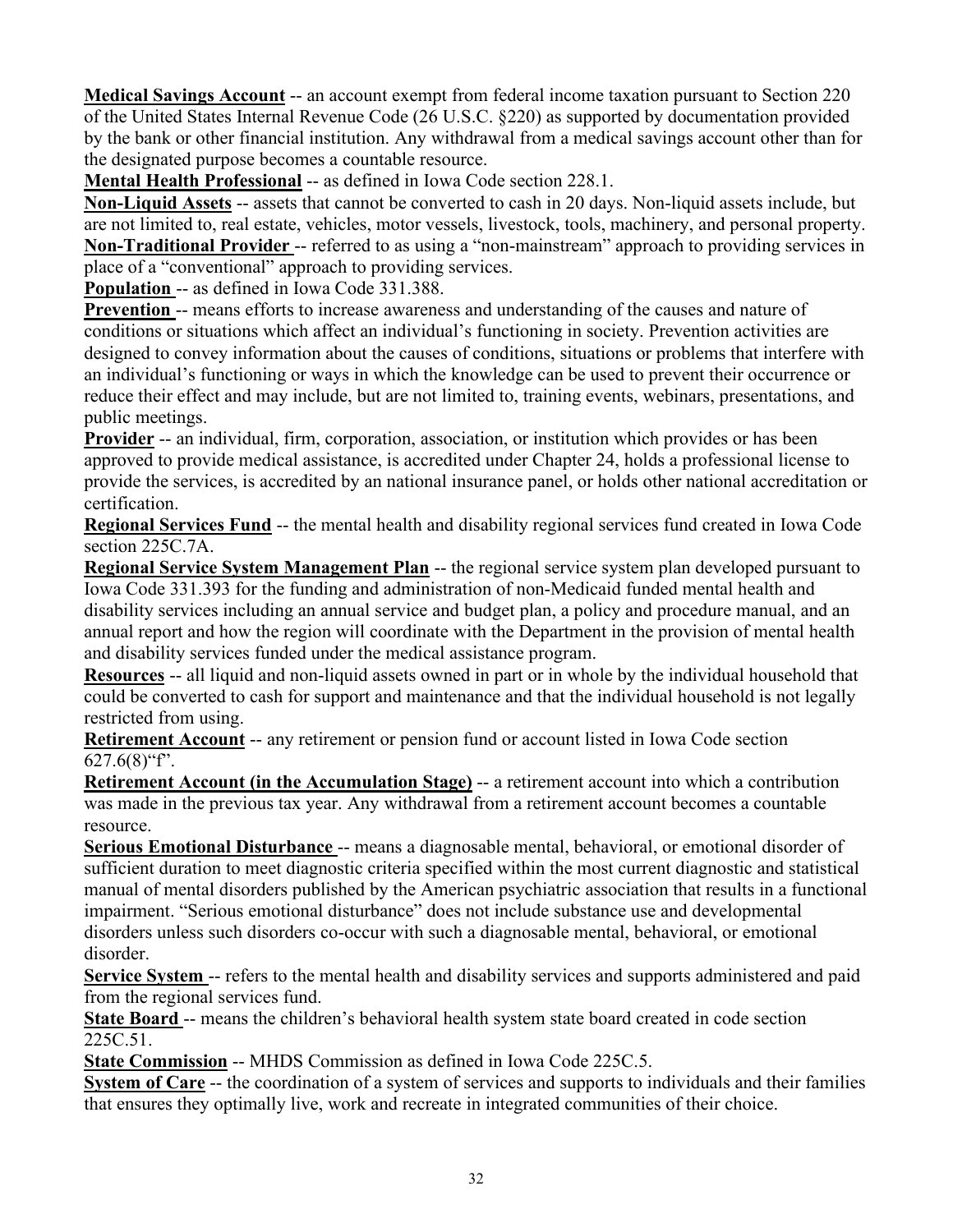**Medical Savings Account** -- an account exempt from federal income taxation pursuant to Section 220 of the United States Internal Revenue Code (26 U.S.C. §220) as supported by documentation provided by the bank or other financial institution. Any withdrawal from a medical savings account other than for the designated purpose becomes a countable resource.

**Mental Health Professional** -- as defined in Iowa Code section 228.1.

**Non-Liquid Assets** -- assets that cannot be converted to cash in 20 days. Non-liquid assets include, but are not limited to, real estate, vehicles, motor vessels, livestock, tools, machinery, and personal property.

**Non-Traditional Provider** -- referred to as using a "non-mainstream" approach to providing services in place of a "conventional" approach to providing services.

**Population** -- as defined in Iowa Code 331.388.

**Prevention** -- means efforts to increase awareness and understanding of the causes and nature of conditions or situations which affect an individual's functioning in society. Prevention activities are designed to convey information about the causes of conditions, situations or problems that interfere with an individual's functioning or ways in which the knowledge can be used to prevent their occurrence or reduce their effect and may include, but are not limited to, training events, webinars, presentations, and public meetings.

**Provider** -- an individual, firm, corporation, association, or institution which provides or has been approved to provide medical assistance, is accredited under Chapter 24, holds a professional license to provide the services, is accredited by an national insurance panel, or holds other national accreditation or certification.

**Regional Services Fund** -- the mental health and disability regional services fund created in Iowa Code section 225C.7A.

**Regional Service System Management Plan** -- the regional service system plan developed pursuant to Iowa Code 331.393 for the funding and administration of non-Medicaid funded mental health and disability services including an annual service and budget plan, a policy and procedure manual, and an annual report and how the region will coordinate with the Department in the provision of mental health and disability services funded under the medical assistance program.

**Resources** -- all liquid and non-liquid assets owned in part or in whole by the individual household that could be converted to cash for support and maintenance and that the individual household is not legally restricted from using.

**Retirement Account** -- any retirement or pension fund or account listed in Iowa Code section 627.6(8)"f".

**Retirement Account (in the Accumulation Stage)** -- a retirement account into which a contribution was made in the previous tax year. Any withdrawal from a retirement account becomes a countable resource.

**Serious Emotional Disturbance** -- means a diagnosable mental, behavioral, or emotional disorder of sufficient duration to meet diagnostic criteria specified within the most current diagnostic and statistical manual of mental disorders published by the American psychiatric association that results in a functional impairment. "Serious emotional disturbance" does not include substance use and developmental disorders unless such disorders co-occur with such a diagnosable mental, behavioral, or emotional disorder.

**Service System** -- refers to the mental health and disability services and supports administered and paid from the regional services fund.

**State Board** -- means the children's behavioral health system state board created in code section 225C.51.

**State Commission** -- MHDS Commission as defined in Iowa Code 225C.5.

**System of Care** -- the coordination of a system of services and supports to individuals and their families that ensures they optimally live, work and recreate in integrated communities of their choice.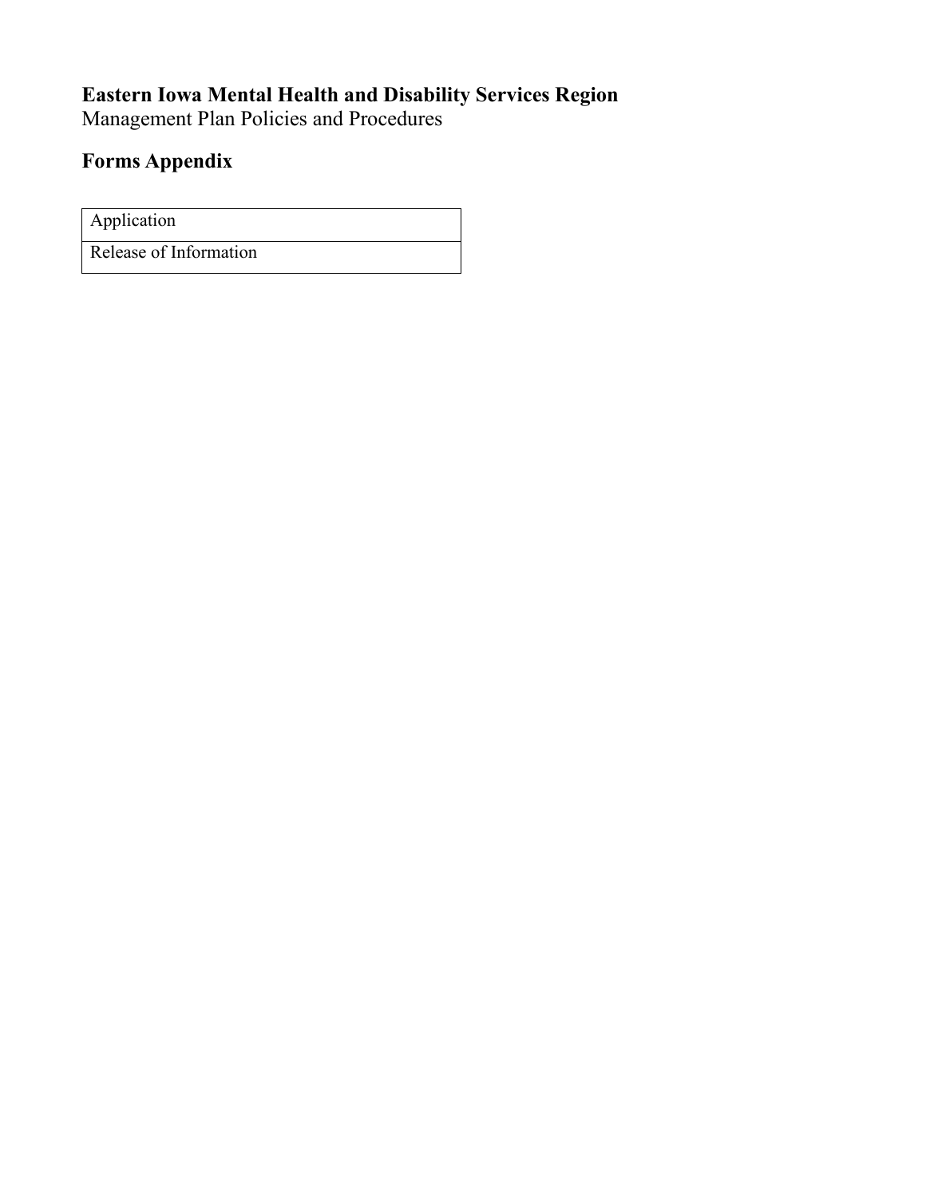**Eastern Iowa Mental Health and Disability Services Region**
Management Plan Policies and Procedures

## Forms Appendix

| Application |
| --- |
| Release of Information |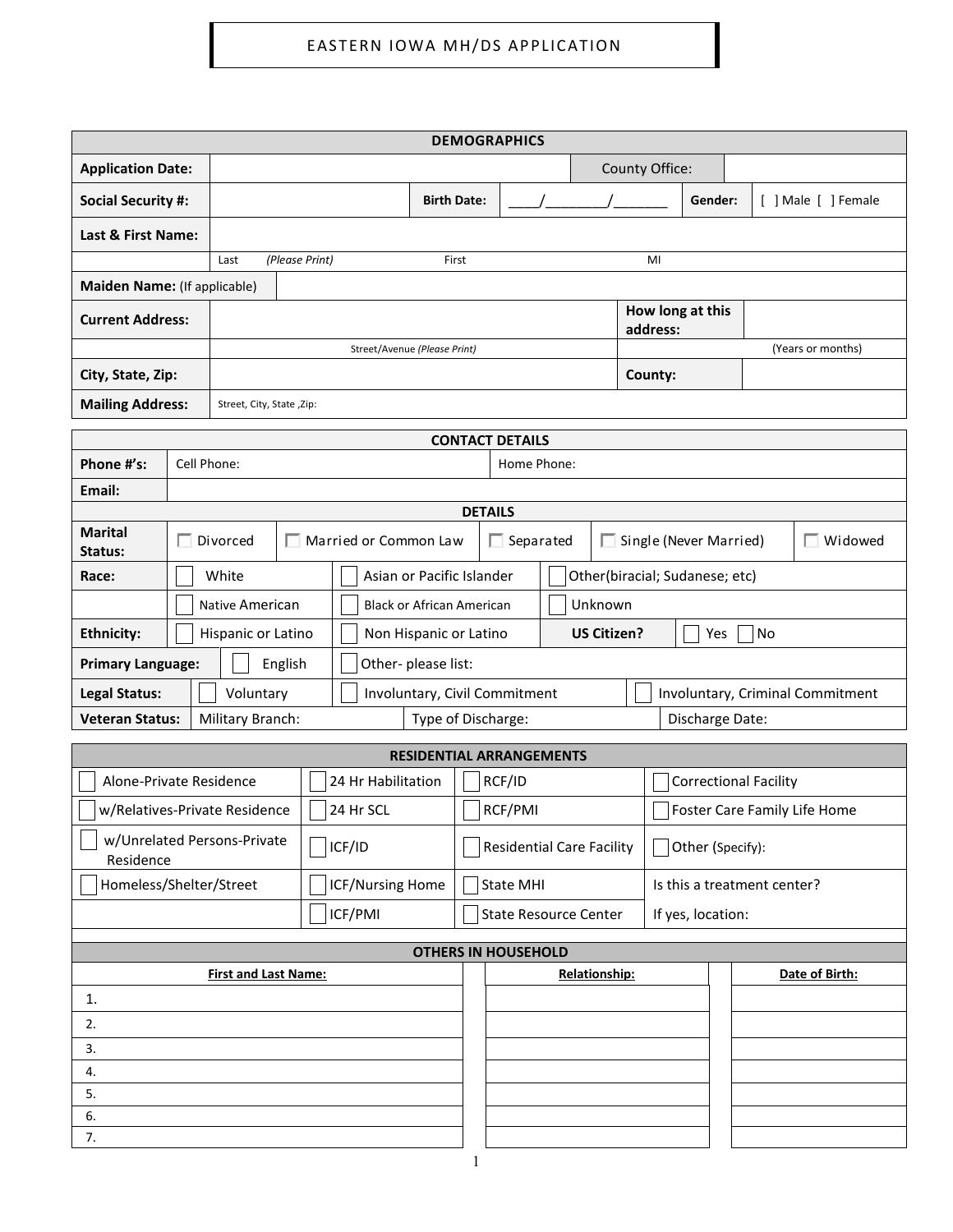# EASTERN IOWA MH/DS APPLICATION

| DEMOGRAPHICS | | | | | | | |
|---|---|---|---|---|---|---|---|
| **Application Date:** | | | | County Office: | | | |
| **Social Security #:** | | **Birth Date:** | ____/________/_______ | | **Gender:** | [ ] Male [ ] Female | |
| **Last & First Name:** | | | | | | | |
| | Last *(Please Print)* | First | | MI | | | |
| **Maiden Name:** (If applicable) | | | | | | | |
| **Current Address:** | | | | **How long at this address:** | | | |
| | Street/Avenue *(Please Print)* | | | | (Years or months) | | |
| **City, State, Zip:** | | | | **County:** | | | |
| **Mailing Address:** | Street, City, State ,Zip: | | | | | | |

| CONTACT DETAILS | | | | | |
|---|---|---|---|---|---|
| **Phone #'s:** | Cell Phone: | | Home Phone: | | |
| **Email:** | | | | | |
| **DETAILS** | | | | | |
| **Marital Status:** | ☐ Divorced | ☐ Married or Common Law | ☐ Separated | ☐ Single (Never Married) | ☐ Widowed |
| **Race:** | ☐ White | ☐ Asian or Pacific Islander | ☐ Other(biracial; Sudanese; etc) | | |
| | ☐ Native American | ☐ Black or African American | ☐ Unknown | | |
| **Ethnicity:** | ☐ Hispanic or Latino | ☐ Non Hispanic or Latino | **US Citizen?** | ☐ Yes ☐ No | |
| **Primary Language:** | ☐ English | ☐ Other- please list: | | | |
| **Legal Status:** | ☐ Voluntary | ☐ Involuntary, Civil Commitment | ☐ Involuntary, Criminal Commitment | | |
| **Veteran Status:** | Military Branch: | Type of Discharge: | Discharge Date: | | |

| RESIDENTIAL ARRANGEMENTS | | | |
|---|---|---|---|
| ☐ Alone-Private Residence | ☐ 24 Hr Habilitation | ☐ RCF/ID | ☐ Correctional Facility |
| ☐ w/Relatives-Private Residence | ☐ 24 Hr SCL | ☐ RCF/PMI | ☐ Foster Care Family Life Home |
| ☐ w/Unrelated Persons-Private Residence | ☐ ICF/ID | ☐ Residential Care Facility | ☐ Other (Specify): |
| ☐ Homeless/Shelter/Street | ☐ ICF/Nursing Home | ☐ State MHI | Is this a treatment center? |
| | ☐ ICF/PMI | ☐ State Resource Center | If yes, location: |

| OTHERS IN HOUSEHOLD | | |
|---|---|---|
| **First and Last Name:** | **Relationship:** | **Date of Birth:** |
| 1. | | |
| 2. | | |
| 3. | | |
| 4. | | |
| 5. | | |
| 6. | | |
| 7. | | |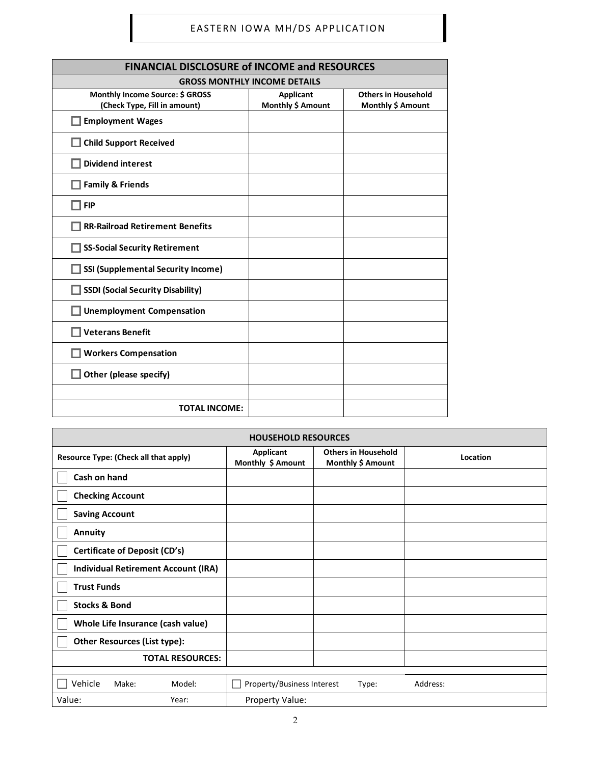EASTERN IOWA MH/DS APPLICATION

## FINANCIAL DISCLOSURE of INCOME and RESOURCES

**GROSS MONTHLY INCOME DETAILS**

| Monthly Income Source: $ GROSS (Check Type, Fill in amount) | Applicant Monthly $ Amount | Others in Household Monthly $ Amount |
|---|---|---|
| ☐ Employment Wages | | |
| ☐ Child Support Received | | |
| ☐ Dividend interest | | |
| ☐ Family & Friends | | |
| ☐ FIP | | |
| ☐ RR-Railroad Retirement Benefits | | |
| ☐ SS-Social Security Retirement | | |
| ☐ SSI (Supplemental Security Income) | | |
| ☐ SSDI (Social Security Disability) | | |
| ☐ Unemployment Compensation | | |
| ☐ Veterans Benefit | | |
| ☐ Workers Compensation | | |
| ☐ Other (please specify) | | |
| | | |
| TOTAL INCOME: | | |

**HOUSEHOLD RESOURCES**

| Resource Type: (Check all that apply) | Applicant Monthly $ Amount | Others in Household Monthly $ Amount | Location |
|---|---|---|---|
| ☐ Cash on hand | | | |
| ☐ Checking Account | | | |
| ☐ Saving Account | | | |
| ☐ Annuity | | | |
| ☐ Certificate of Deposit (CD's) | | | |
| ☐ Individual Retirement Account (IRA) | | | |
| ☐ Trust Funds | | | |
| ☐ Stocks & Bond | | | |
| ☐ Whole Life Insurance (cash value) | | | |
| ☐ Other Resources (List type): | | | |
| TOTAL RESOURCES: | | | |

| ☐ Vehicle Make: Model: | ☐ Property/Business Interest Type: Address: |
|---|---|
| Value: Year: | Property Value: |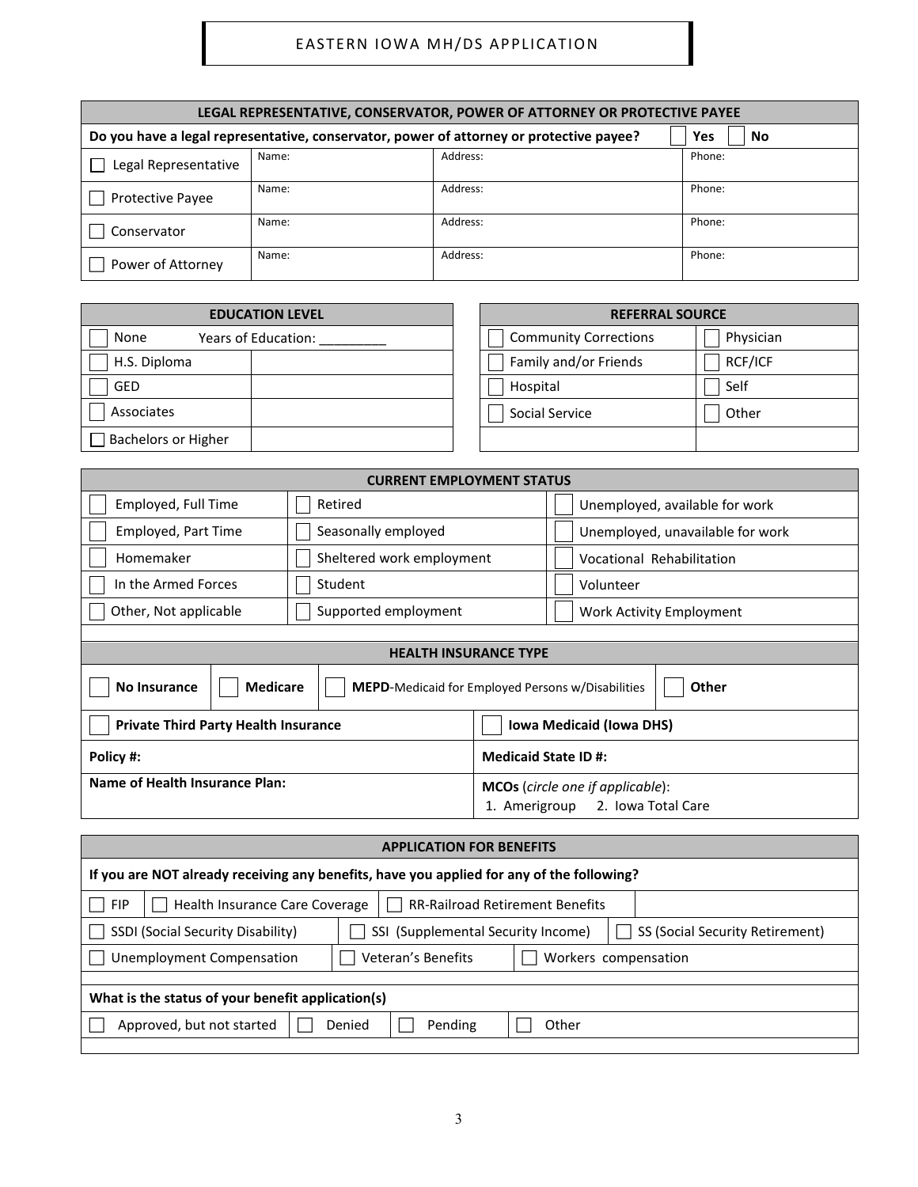# EASTERN IOWA MH/DS APPLICATION

| LEGAL REPRESENTATIVE, CONSERVATOR, POWER OF ATTORNEY OR PROTECTIVE PAYEE | | | |
|---|---|---|---|
| **Do you have a legal representative, conservator, power of attorney or protective payee?** ☐ **Yes** ☐ **No** | | | |
| ☐ Legal Representative | Name: | Address: | Phone: |
| ☐ Protective Payee | Name: | Address: | Phone: |
| ☐ Conservator | Name: | Address: | Phone: |
| ☐ Power of Attorney | Name: | Address: | Phone: |

| EDUCATION LEVEL | |
|---|---|
| ☐ None Years of Education: _________ | |
| ☐ H.S. Diploma | |
| ☐ GED | |
| ☐ Associates | |
| ☐ Bachelors or Higher | |

| REFERRAL SOURCE | |
|---|---|
| ☐ Community Corrections | ☐ Physician |
| ☐ Family and/or Friends | ☐ RCF/ICF |
| ☐ Hospital | ☐ Self |
| ☐ Social Service | ☐ Other |
| | |

| CURRENT EMPLOYMENT STATUS | | |
|---|---|---|
| ☐ Employed, Full Time | ☐ Retired | ☐ Unemployed, available for work |
| ☐ Employed, Part Time | ☐ Seasonally employed | ☐ Unemployed, unavailable for work |
| ☐ Homemaker | ☐ Sheltered work employment | ☐ Vocational Rehabilitation |
| ☐ In the Armed Forces | ☐ Student | ☐ Volunteer |
| ☐ Other, Not applicable | ☐ Supported employment | ☐ Work Activity Employment |

| HEALTH INSURANCE TYPE | |
|---|---|
| ☐ **No Insurance** ☐ **Medicare** ☐ **MEPD**-Medicaid for Employed Persons w/Disabilities | ☐ **Other** |
| ☐ **Private Third Party Health Insurance** | ☐ **Iowa Medicaid (Iowa DHS)** |
| **Policy #:** | **Medicaid State ID #:** |
| **Name of Health Insurance Plan:** | **MCOs** (*circle one if applicable*): 1. Amerigroup 2. Iowa Total Care |

| APPLICATION FOR BENEFITS | | |
|---|---|---|
| **If you are NOT already receiving any benefits, have you applied for any of the following?** | | |
| ☐ FIP ☐ Health Insurance Care Coverage | ☐ RR-Railroad Retirement Benefits | |
| ☐ SSDI (Social Security Disability) | ☐ SSI (Supplemental Security Income) | ☐ SS (Social Security Retirement) |
| ☐ Unemployment Compensation | ☐ Veteran's Benefits | ☐ Workers compensation |
| **What is the status of your benefit application(s)** | | |
| ☐ Approved, but not started ☐ Denied | ☐ Pending | ☐ Other |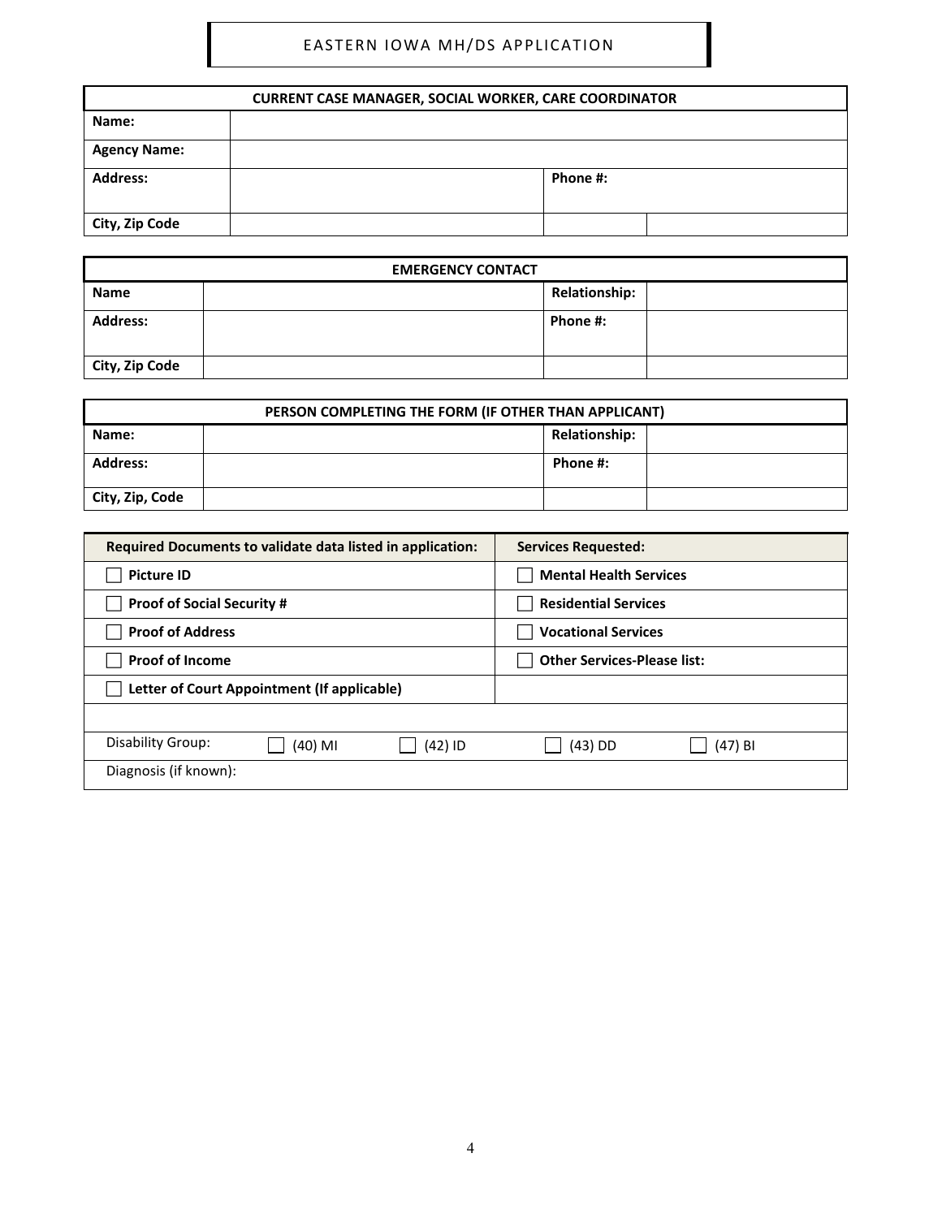# EASTERN IOWA MH/DS APPLICATION

| CURRENT CASE MANAGER, SOCIAL WORKER, CARE COORDINATOR | | | |
|---|---|---|---|
| **Name:** | | | |
| **Agency Name:** | | | |
| **Address:** | | **Phone #:** | |
| **City, Zip Code** | | | |

| EMERGENCY CONTACT | | | |
|---|---|---|---|
| **Name** | | **Relationship:** | |
| **Address:** | | **Phone #:** | |
| **City, Zip Code** | | | |

| PERSON COMPLETING THE FORM (IF OTHER THAN APPLICANT) | | | |
|---|---|---|---|
| **Name:** | | **Relationship:** | |
| **Address:** | | **Phone #:** | |
| **City, Zip, Code** | | | |

| Required Documents to validate data listed in application: | Services Requested: |
|---|---|
| ☐ **Picture ID** | ☐ **Mental Health Services** |
| ☐ **Proof of Social Security #** | ☐ **Residential Services** |
| ☐ **Proof of Address** | ☐ **Vocational Services** |
| ☐ **Proof of Income** | ☐ **Other Services-Please list:** |
| ☐ **Letter of Court Appointment (If applicable)** | |
| | |

| Disability Group: | ☐ (40) MI | ☐ (42) ID | ☐ (43) DD | ☐ (47) BI |
|---|---|---|---|---|
| Diagnosis (if known): | | | | |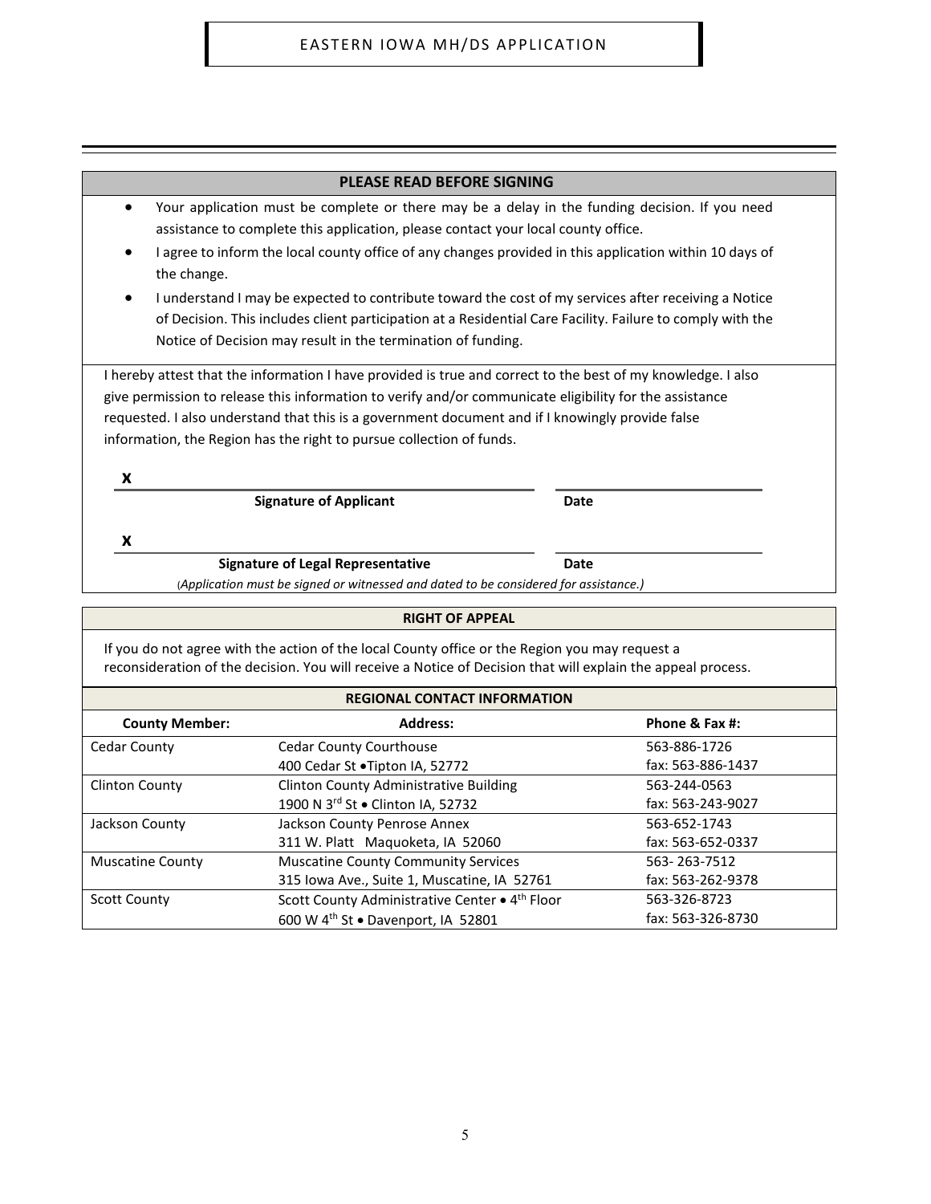## PLEASE READ BEFORE SIGNING

- Your application must be complete or there may be a delay in the funding decision. If you need assistance to complete this application, please contact your local county office.
- I agree to inform the local county office of any changes provided in this application within 10 days of the change.
- I understand I may be expected to contribute toward the cost of my services after receiving a Notice of Decision. This includes client participation at a Residential Care Facility. Failure to comply with the Notice of Decision may result in the termination of funding.

I hereby attest that the information I have provided is true and correct to the best of my knowledge. I also give permission to release this information to verify and/or communicate eligibility for the assistance requested. I also understand that this is a government document and if I knowingly provide false information, the Region has the right to pursue collection of funds.

**X** ______________________________ ______________
**Signature of Applicant** **Date**

**X** ______________________________ ______________
**Signature of Legal Representative** **Date**

*(Application must be signed or witnessed and dated to be considered for assistance.)*

## RIGHT OF APPEAL

If you do not agree with the action of the local County office or the Region you may request a reconsideration of the decision. You will receive a Notice of Decision that will explain the appeal process.

## REGIONAL CONTACT INFORMATION

| County Member: | Address: | Phone & Fax #: |
|---|---|---|
| Cedar County | Cedar County Courthouse<br>400 Cedar St • Tipton IA, 52772 | 563-886-1726<br>fax: 563-886-1437 |
| Clinton County | Clinton County Administrative Building<br>1900 N 3rd St • Clinton IA, 52732 | 563-244-0563<br>fax: 563-243-9027 |
| Jackson County | Jackson County Penrose Annex<br>311 W. Platt Maquoketa, IA 52060 | 563-652-1743<br>fax: 563-652-0337 |
| Muscatine County | Muscatine County Community Services<br>315 Iowa Ave., Suite 1, Muscatine, IA 52761 | 563- 263-7512<br>fax: 563-262-9378 |
| Scott County | Scott County Administrative Center • 4th Floor<br>600 W 4th St • Davenport, IA 52801 | 563-326-8723<br>fax: 563-326-8730 |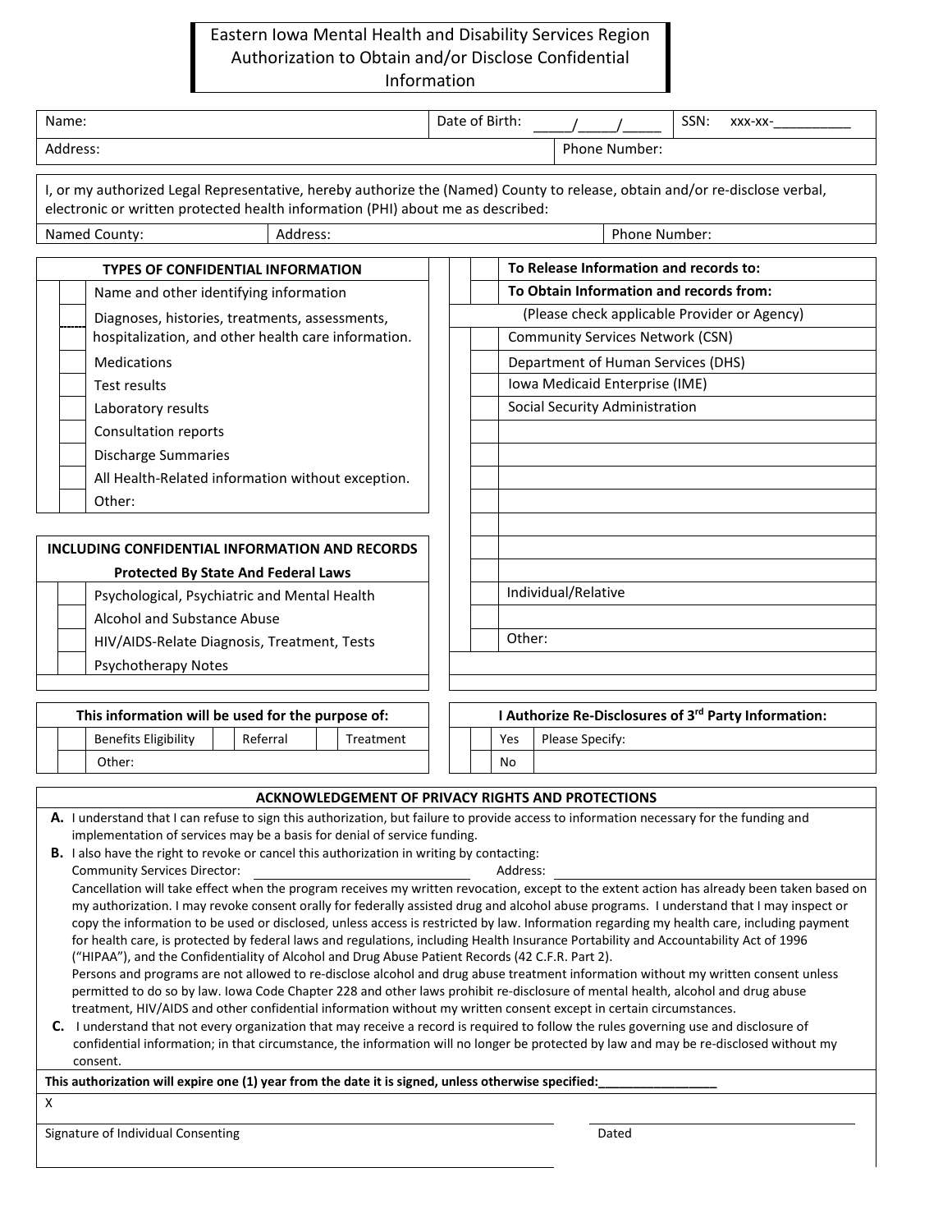# Eastern Iowa Mental Health and Disability Services Region Authorization to Obtain and/or Disclose Confidential Information

| Name: | Date of Birth: \_\_\_\_\_/\_\_\_\_\_/\_\_\_\_\_ | SSN: xxx-xx-\_\_\_\_\_\_\_\_\_\_ |
|---|---|---|
| Address: | Phone Number: | |

I, or my authorized Legal Representative, hereby authorize the (Named) County to release, obtain and/or re-disclose verbal, electronic or written protected health information (PHI) about me as described:

| Named County: | Address: | Phone Number: |
|---|---|---|

| | | TYPES OF CONFIDENTIAL INFORMATION |
|---|---|---|
| | | Name and other identifying information |
| | | Diagnoses, histories, treatments, assessments, hospitalization, and other health care information. |
| | | Medications |
| | | Test results |
| | | Laboratory results |
| | | Consultation reports |
| | | Discharge Summaries |
| | | All Health-Related information without exception. |
| | | Other: |

| | | INCLUDING CONFIDENTIAL INFORMATION AND RECORDS Protected By State And Federal Laws |
|---|---|---|
| | | Psychological, Psychiatric and Mental Health |
| | | Alcohol and Substance Abuse |
| | | HIV/AIDS-Relate Diagnosis, Treatment, Tests |
| | | Psychotherapy Notes |

| | | |
|---|---|---|
| | | To Release Information and records to: |
| | | To Obtain Information and records from: |
| | | (Please check applicable Provider or Agency) |
| | | Community Services Network (CSN) |
| | | Department of Human Services (DHS) |
| | | Iowa Medicaid Enterprise (IME) |
| | | Social Security Administration |
| | | |
| | | |
| | | |
| | | |
| | | |
| | | |
| | | |
| | | Individual/Relative |
| | | |
| | | Other: |

| | | This information will be used for the purpose of: | | | | |
|---|---|---|---|---|---|---|
| | | Benefits Eligibility | | Referral | | Treatment |
| | | Other: | | | | |

| | | I Authorize Re-Disclosures of 3rd Party Information: | |
|---|---|---|---|
| | | Yes | Please Specify: |
| | | No | |

## ACKNOWLEDGEMENT OF PRIVACY RIGHTS AND PROTECTIONS

**A.** I understand that I can refuse to sign this authorization, but failure to provide access to information necessary for the funding and implementation of services may be a basis for denial of service funding.

**B.** I also have the right to revoke or cancel this authorization in writing by contacting:
Community Services Director: \_\_\_\_\_\_\_\_\_\_\_\_\_\_\_\_\_\_\_\_\_\_\_\_\_\_\_\_\_\_ Address: \_\_\_\_\_\_\_\_\_\_\_\_\_\_\_\_\_\_\_\_\_\_\_\_\_\_\_\_\_\_\_\_\_\_\_\_\_\_\_\_
Cancellation will take effect when the program receives my written revocation, except to the extent action has already been taken based on my authorization. I may revoke consent orally for federally assisted drug and alcohol abuse programs. I understand that I may inspect or copy the information to be used or disclosed, unless access is restricted by law. Information regarding my health care, including payment for health care, is protected by federal laws and regulations, including Health Insurance Portability and Accountability Act of 1996 ("HIPAA"), and the Confidentiality of Alcohol and Drug Abuse Patient Records (42 C.F.R. Part 2).
Persons and programs are not allowed to re-disclose alcohol and drug abuse treatment information without my written consent unless permitted to do so by law. Iowa Code Chapter 228 and other laws prohibit re-disclosure of mental health, alcohol and drug abuse treatment, HIV/AIDS and other confidential information without my written consent except in certain circumstances.

**C.** I understand that not every organization that may receive a record is required to follow the rules governing use and disclosure of confidential information; in that circumstance, the information will no longer be protected by law and may be re-disclosed without my consent.

**This authorization will expire one (1) year from the date it is signed, unless otherwise specified:\_\_\_\_\_\_\_\_\_\_\_\_\_\_\_\_\_**

X \_\_\_\_\_\_\_\_\_\_\_\_\_\_\_\_\_\_\_\_\_\_\_\_\_\_\_\_\_\_\_\_\_\_\_\_\_\_\_\_\_\_\_\_ \_\_\_\_\_\_\_\_\_\_\_\_\_\_\_\_\_\_\_\_\_\_\_\_\_\_\_\_
Signature of Individual Consenting Dated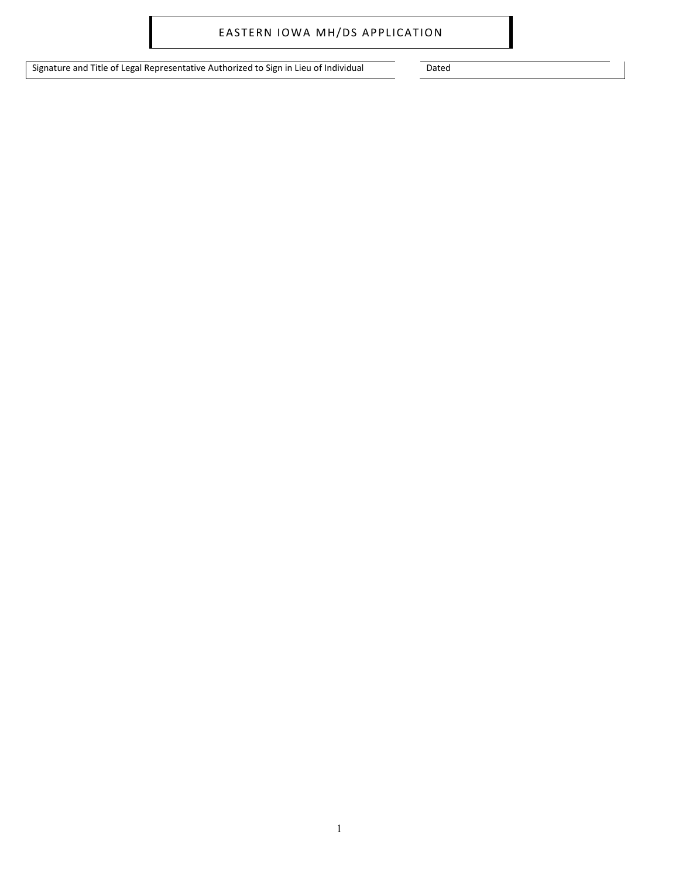Signature and Title of Legal Representative Authorized to Sign in Lieu of Individual

Dated